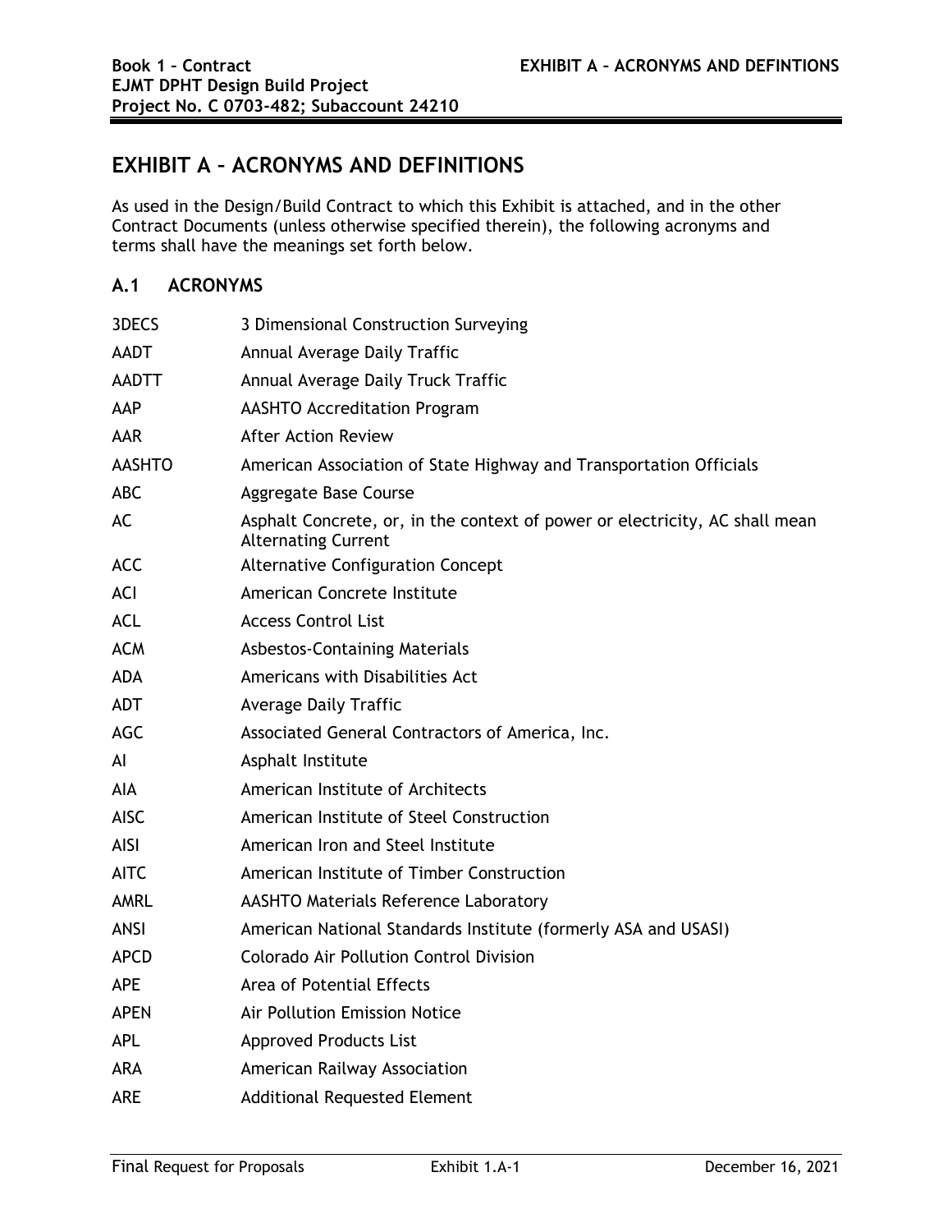# EXHIBIT A – ACRONYMS AND DEFINITIONS

As used in the Design/Build Contract to which this Exhibit is attached, and in the other Contract Documents (unless otherwise specified therein), the following acronyms and terms shall have the meanings set forth below.

## A.1 ACRONYMS

| | |
|---|---|
| 3DECS | 3 Dimensional Construction Surveying |
| AADT | Annual Average Daily Traffic |
| AADTT | Annual Average Daily Truck Traffic |
| AAP | AASHTO Accreditation Program |
| AAR | After Action Review |
| AASHTO | American Association of State Highway and Transportation Officials |
| ABC | Aggregate Base Course |
| AC | Asphalt Concrete, or, in the context of power or electricity, AC shall mean Alternating Current |
| ACC | Alternative Configuration Concept |
| ACI | American Concrete Institute |
| ACL | Access Control List |
| ACM | Asbestos-Containing Materials |
| ADA | Americans with Disabilities Act |
| ADT | Average Daily Traffic |
| AGC | Associated General Contractors of America, Inc. |
| AI | Asphalt Institute |
| AIA | American Institute of Architects |
| AISC | American Institute of Steel Construction |
| AISI | American Iron and Steel Institute |
| AITC | American Institute of Timber Construction |
| AMRL | AASHTO Materials Reference Laboratory |
| ANSI | American National Standards Institute (formerly ASA and USASI) |
| APCD | Colorado Air Pollution Control Division |
| APE | Area of Potential Effects |
| APEN | Air Pollution Emission Notice |
| APL | Approved Products List |
| ARA | American Railway Association |
| ARE | Additional Requested Element |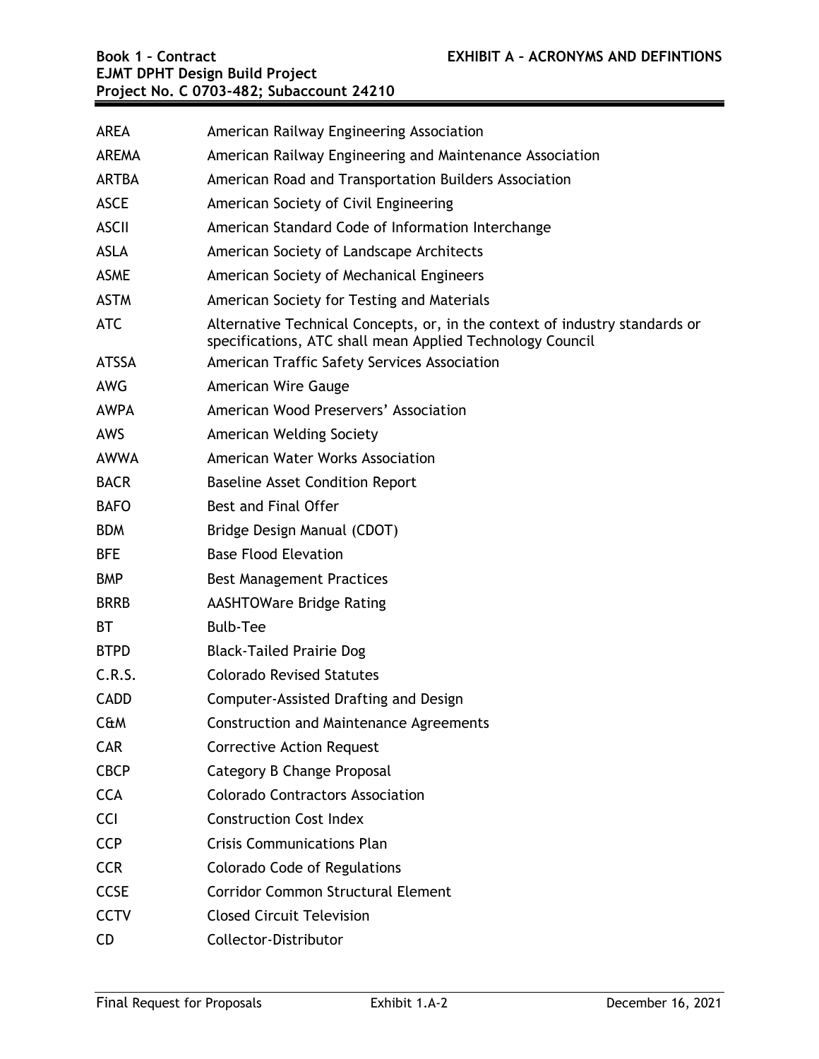| | |
|---|---|
| AREA | American Railway Engineering Association |
| AREMA | American Railway Engineering and Maintenance Association |
| ARTBA | American Road and Transportation Builders Association |
| ASCE | American Society of Civil Engineering |
| ASCII | American Standard Code of Information Interchange |
| ASLA | American Society of Landscape Architects |
| ASME | American Society of Mechanical Engineers |
| ASTM | American Society for Testing and Materials |
| ATC | Alternative Technical Concepts, or, in the context of industry standards or specifications, ATC shall mean Applied Technology Council |
| ATSSA | American Traffic Safety Services Association |
| AWG | American Wire Gauge |
| AWPA | American Wood Preservers' Association |
| AWS | American Welding Society |
| AWWA | American Water Works Association |
| BACR | Baseline Asset Condition Report |
| BAFO | Best and Final Offer |
| BDM | Bridge Design Manual (CDOT) |
| BFE | Base Flood Elevation |
| BMP | Best Management Practices |
| BRRB | AASHTOWare Bridge Rating |
| BT | Bulb-Tee |
| BTPD | Black-Tailed Prairie Dog |
| C.R.S. | Colorado Revised Statutes |
| CADD | Computer-Assisted Drafting and Design |
| C&M | Construction and Maintenance Agreements |
| CAR | Corrective Action Request |
| CBCP | Category B Change Proposal |
| CCA | Colorado Contractors Association |
| CCI | Construction Cost Index |
| CCP | Crisis Communications Plan |
| CCR | Colorado Code of Regulations |
| CCSE | Corridor Common Structural Element |
| CCTV | Closed Circuit Television |
| CD | Collector-Distributor |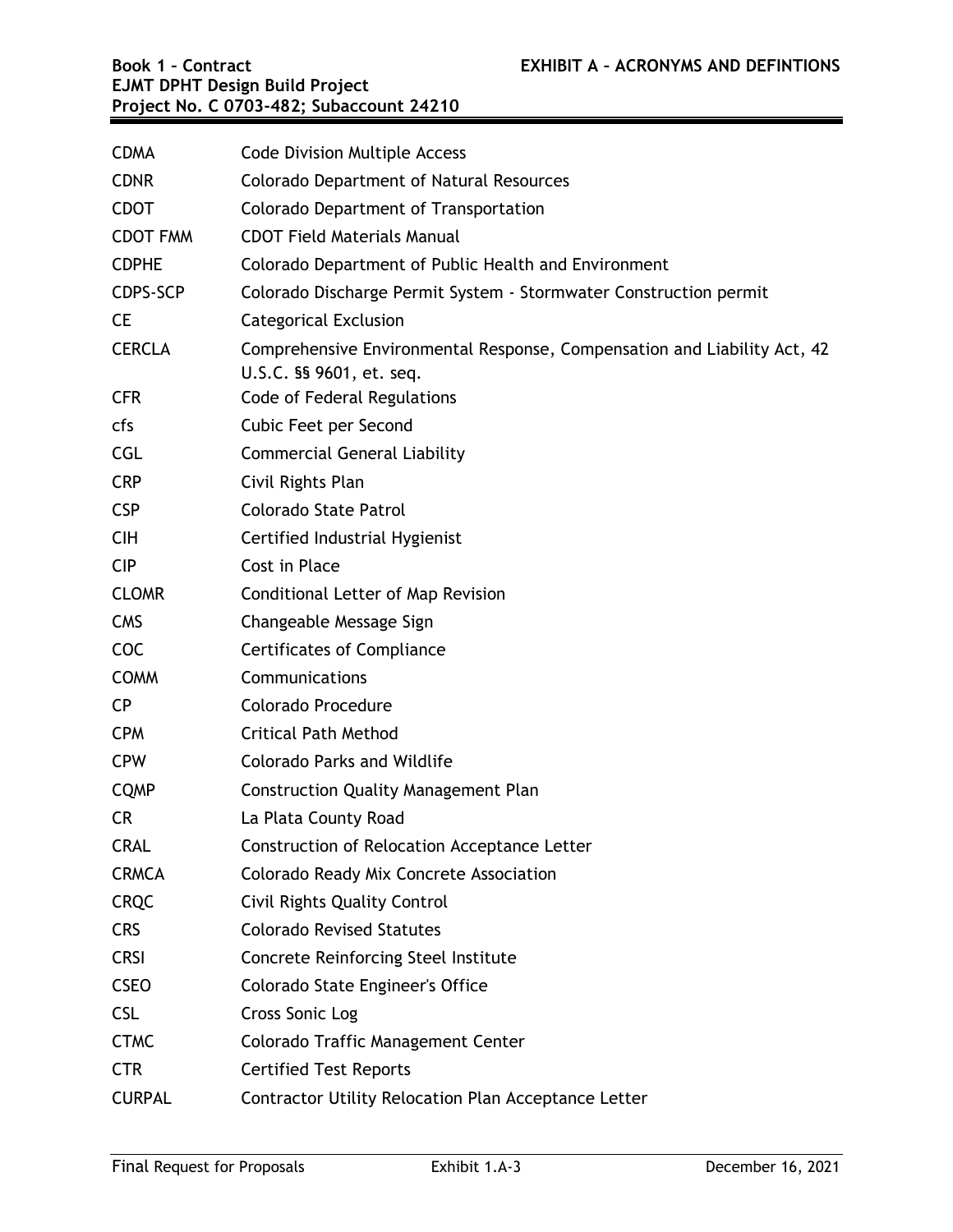| | |
|---|---|
| CDMA | Code Division Multiple Access |
| CDNR | Colorado Department of Natural Resources |
| CDOT | Colorado Department of Transportation |
| CDOT FMM | CDOT Field Materials Manual |
| CDPHE | Colorado Department of Public Health and Environment |
| CDPS-SCP | Colorado Discharge Permit System - Stormwater Construction permit |
| CE | Categorical Exclusion |
| CERCLA | Comprehensive Environmental Response, Compensation and Liability Act, 42 U.S.C. §§ 9601, et. seq. |
| CFR | Code of Federal Regulations |
| cfs | Cubic Feet per Second |
| CGL | Commercial General Liability |
| CRP | Civil Rights Plan |
| CSP | Colorado State Patrol |
| CIH | Certified Industrial Hygienist |
| CIP | Cost in Place |
| CLOMR | Conditional Letter of Map Revision |
| CMS | Changeable Message Sign |
| COC | Certificates of Compliance |
| COMM | Communications |
| CP | Colorado Procedure |
| CPM | Critical Path Method |
| CPW | Colorado Parks and Wildlife |
| CQMP | Construction Quality Management Plan |
| CR | La Plata County Road |
| CRAL | Construction of Relocation Acceptance Letter |
| CRMCA | Colorado Ready Mix Concrete Association |
| CRQC | Civil Rights Quality Control |
| CRS | Colorado Revised Statutes |
| CRSI | Concrete Reinforcing Steel Institute |
| CSEO | Colorado State Engineer's Office |
| CSL | Cross Sonic Log |
| CTMC | Colorado Traffic Management Center |
| CTR | Certified Test Reports |
| CURPAL | Contractor Utility Relocation Plan Acceptance Letter |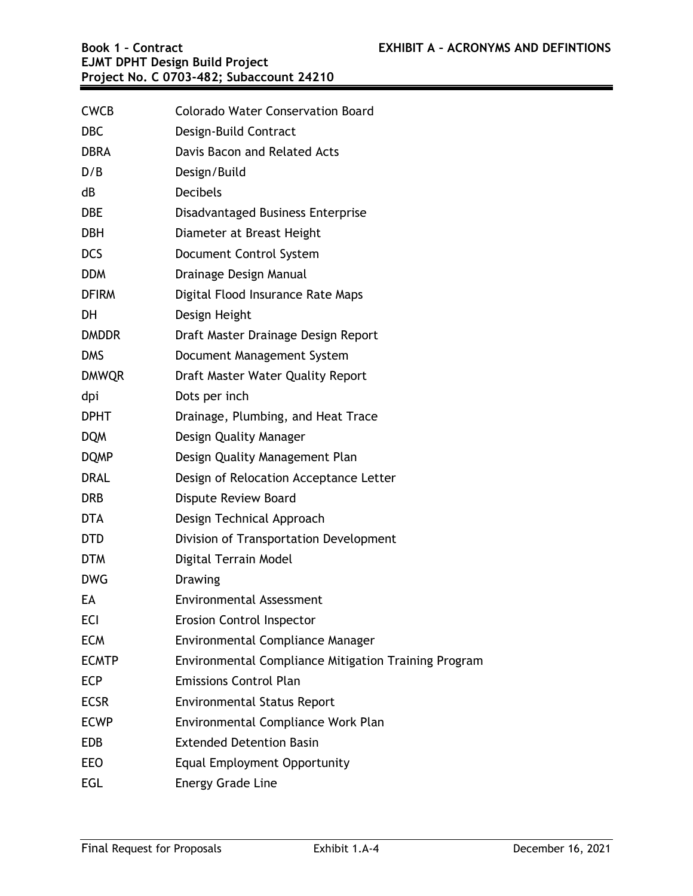| | |
|---|---|
| CWCB | Colorado Water Conservation Board |
| DBC | Design-Build Contract |
| DBRA | Davis Bacon and Related Acts |
| D/B | Design/Build |
| dB | Decibels |
| DBE | Disadvantaged Business Enterprise |
| DBH | Diameter at Breast Height |
| DCS | Document Control System |
| DDM | Drainage Design Manual |
| DFIRM | Digital Flood Insurance Rate Maps |
| DH | Design Height |
| DMDDR | Draft Master Drainage Design Report |
| DMS | Document Management System |
| DMWQR | Draft Master Water Quality Report |
| dpi | Dots per inch |
| DPHT | Drainage, Plumbing, and Heat Trace |
| DQM | Design Quality Manager |
| DQMP | Design Quality Management Plan |
| DRAL | Design of Relocation Acceptance Letter |
| DRB | Dispute Review Board |
| DTA | Design Technical Approach |
| DTD | Division of Transportation Development |
| DTM | Digital Terrain Model |
| DWG | Drawing |
| EA | Environmental Assessment |
| ECI | Erosion Control Inspector |
| ECM | Environmental Compliance Manager |
| ECMTP | Environmental Compliance Mitigation Training Program |
| ECP | Emissions Control Plan |
| ECSR | Environmental Status Report |
| ECWP | Environmental Compliance Work Plan |
| EDB | Extended Detention Basin |
| EEO | Equal Employment Opportunity |
| EGL | Energy Grade Line |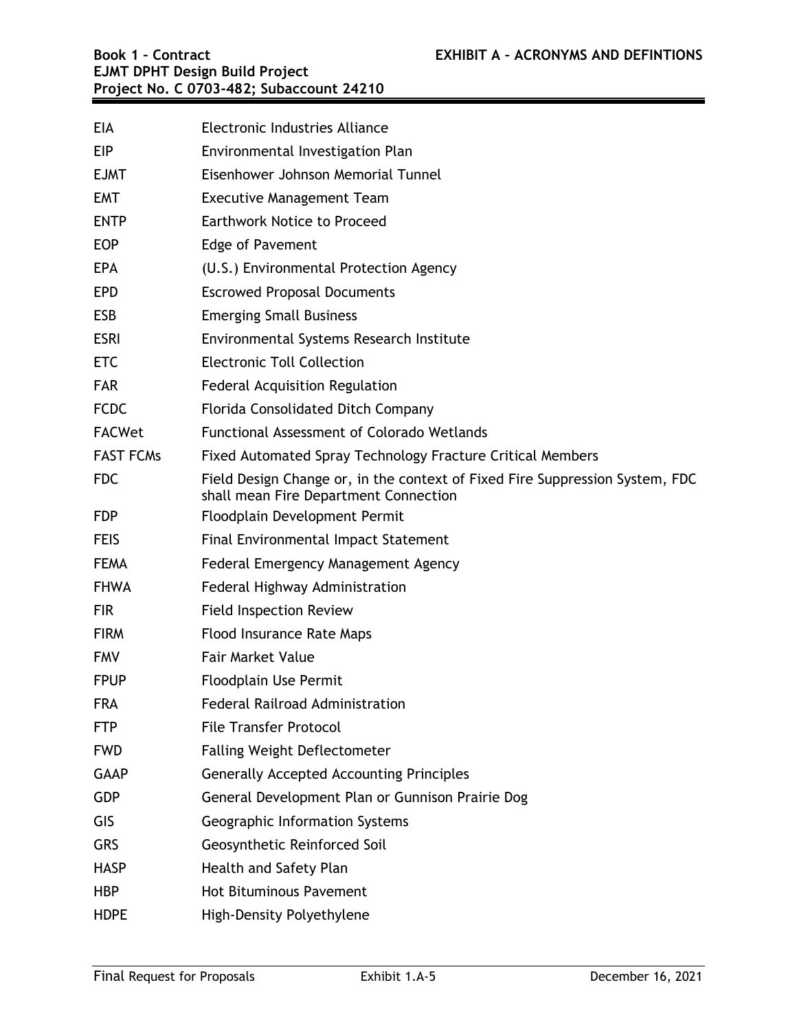| | |
|---|---|
| EIA | Electronic Industries Alliance |
| EIP | Environmental Investigation Plan |
| EJMT | Eisenhower Johnson Memorial Tunnel |
| EMT | Executive Management Team |
| ENTP | Earthwork Notice to Proceed |
| EOP | Edge of Pavement |
| EPA | (U.S.) Environmental Protection Agency |
| EPD | Escrowed Proposal Documents |
| ESB | Emerging Small Business |
| ESRI | Environmental Systems Research Institute |
| ETC | Electronic Toll Collection |
| FAR | Federal Acquisition Regulation |
| FCDC | Florida Consolidated Ditch Company |
| FACWet | Functional Assessment of Colorado Wetlands |
| FAST FCMs | Fixed Automated Spray Technology Fracture Critical Members |
| FDC | Field Design Change or, in the context of Fixed Fire Suppression System, FDC shall mean Fire Department Connection |
| FDP | Floodplain Development Permit |
| FEIS | Final Environmental Impact Statement |
| FEMA | Federal Emergency Management Agency |
| FHWA | Federal Highway Administration |
| FIR | Field Inspection Review |
| FIRM | Flood Insurance Rate Maps |
| FMV | Fair Market Value |
| FPUP | Floodplain Use Permit |
| FRA | Federal Railroad Administration |
| FTP | File Transfer Protocol |
| FWD | Falling Weight Deflectometer |
| GAAP | Generally Accepted Accounting Principles |
| GDP | General Development Plan or Gunnison Prairie Dog |
| GIS | Geographic Information Systems |
| GRS | Geosynthetic Reinforced Soil |
| HASP | Health and Safety Plan |
| HBP | Hot Bituminous Pavement |
| HDPE | High-Density Polyethylene |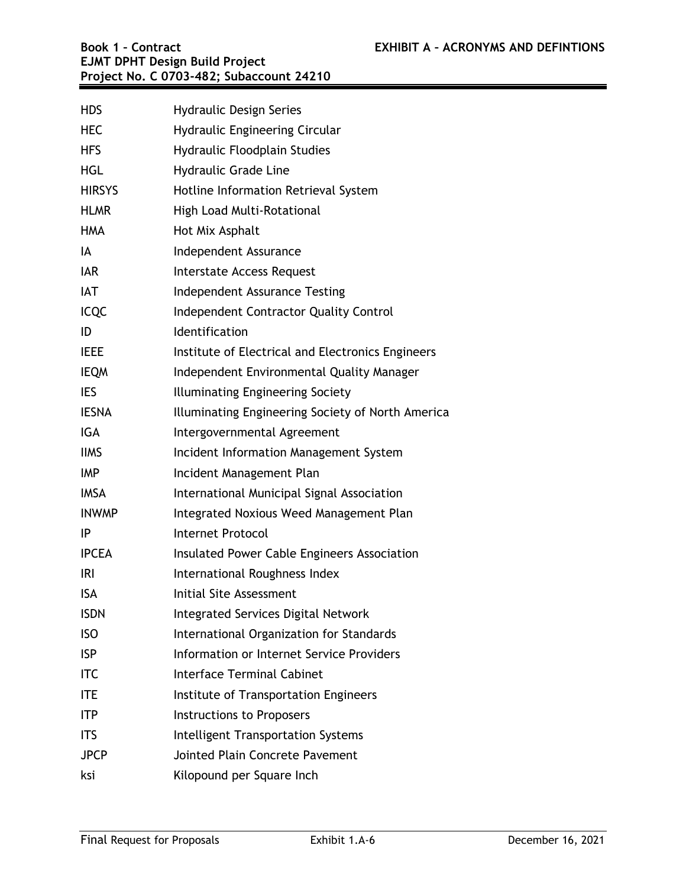| | |
|---|---|
| HDS | Hydraulic Design Series |
| HEC | Hydraulic Engineering Circular |
| HFS | Hydraulic Floodplain Studies |
| HGL | Hydraulic Grade Line |
| HIRSYS | Hotline Information Retrieval System |
| HLMR | High Load Multi-Rotational |
| HMA | Hot Mix Asphalt |
| IA | Independent Assurance |
| IAR | Interstate Access Request |
| IAT | Independent Assurance Testing |
| ICQC | Independent Contractor Quality Control |
| ID | Identification |
| IEEE | Institute of Electrical and Electronics Engineers |
| IEQM | Independent Environmental Quality Manager |
| IES | Illuminating Engineering Society |
| IESNA | Illuminating Engineering Society of North America |
| IGA | Intergovernmental Agreement |
| IIMS | Incident Information Management System |
| IMP | Incident Management Plan |
| IMSA | International Municipal Signal Association |
| INWMP | Integrated Noxious Weed Management Plan |
| IP | Internet Protocol |
| IPCEA | Insulated Power Cable Engineers Association |
| IRI | International Roughness Index |
| ISA | Initial Site Assessment |
| ISDN | Integrated Services Digital Network |
| ISO | International Organization for Standards |
| ISP | Information or Internet Service Providers |
| ITC | Interface Terminal Cabinet |
| ITE | Institute of Transportation Engineers |
| ITP | Instructions to Proposers |
| ITS | Intelligent Transportation Systems |
| JPCP | Jointed Plain Concrete Pavement |
| ksi | Kilopound per Square Inch |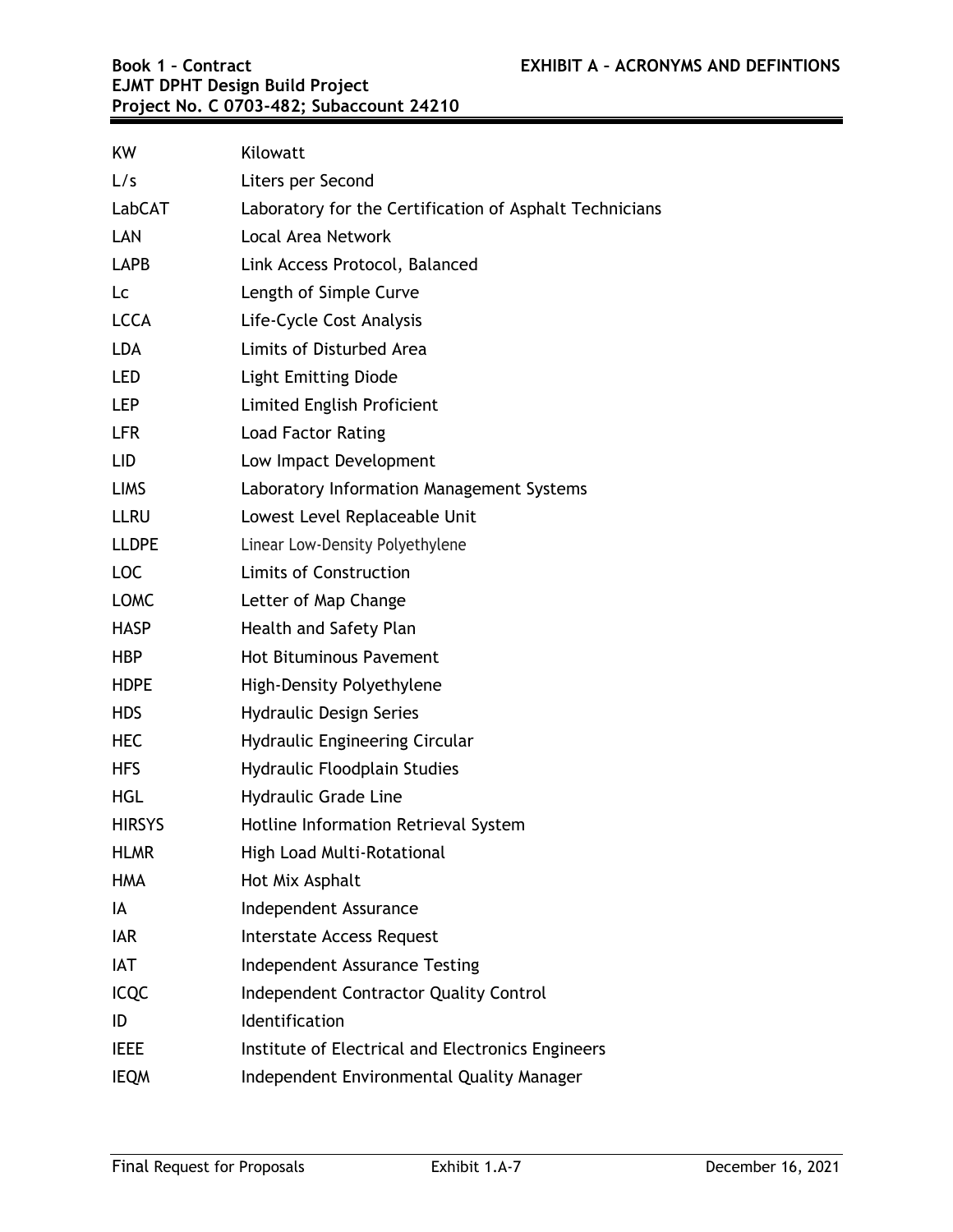| | |
|---|---|
| KW | Kilowatt |
| L/s | Liters per Second |
| LabCAT | Laboratory for the Certification of Asphalt Technicians |
| LAN | Local Area Network |
| LAPB | Link Access Protocol, Balanced |
| Lc | Length of Simple Curve |
| LCCA | Life-Cycle Cost Analysis |
| LDA | Limits of Disturbed Area |
| LED | Light Emitting Diode |
| LEP | Limited English Proficient |
| LFR | Load Factor Rating |
| LID | Low Impact Development |
| LIMS | Laboratory Information Management Systems |
| LLRU | Lowest Level Replaceable Unit |
| LLDPE | Linear Low-Density Polyethylene |
| LOC | Limits of Construction |
| LOMC | Letter of Map Change |
| HASP | Health and Safety Plan |
| HBP | Hot Bituminous Pavement |
| HDPE | High-Density Polyethylene |
| HDS | Hydraulic Design Series |
| HEC | Hydraulic Engineering Circular |
| HFS | Hydraulic Floodplain Studies |
| HGL | Hydraulic Grade Line |
| HIRSYS | Hotline Information Retrieval System |
| HLMR | High Load Multi-Rotational |
| HMA | Hot Mix Asphalt |
| IA | Independent Assurance |
| IAR | Interstate Access Request |
| IAT | Independent Assurance Testing |
| ICQC | Independent Contractor Quality Control |
| ID | Identification |
| IEEE | Institute of Electrical and Electronics Engineers |
| IEQM | Independent Environmental Quality Manager |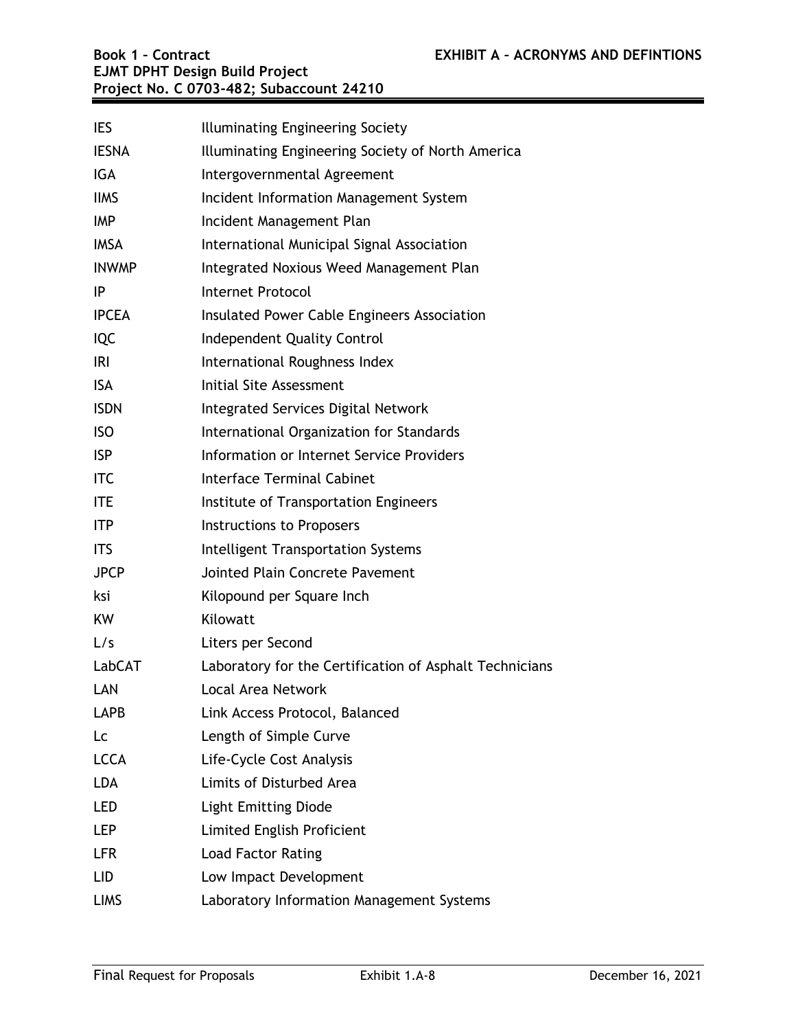| | |
|---|---|
| IES | Illuminating Engineering Society |
| IESNA | Illuminating Engineering Society of North America |
| IGA | Intergovernmental Agreement |
| IIMS | Incident Information Management System |
| IMP | Incident Management Plan |
| IMSA | International Municipal Signal Association |
| INWMP | Integrated Noxious Weed Management Plan |
| IP | Internet Protocol |
| IPCEA | Insulated Power Cable Engineers Association |
| IQC | Independent Quality Control |
| IRI | International Roughness Index |
| ISA | Initial Site Assessment |
| ISDN | Integrated Services Digital Network |
| ISO | International Organization for Standards |
| ISP | Information or Internet Service Providers |
| ITC | Interface Terminal Cabinet |
| ITE | Institute of Transportation Engineers |
| ITP | Instructions to Proposers |
| ITS | Intelligent Transportation Systems |
| JPCP | Jointed Plain Concrete Pavement |
| ksi | Kilopound per Square Inch |
| KW | Kilowatt |
| L/s | Liters per Second |
| LabCAT | Laboratory for the Certification of Asphalt Technicians |
| LAN | Local Area Network |
| LAPB | Link Access Protocol, Balanced |
| Lc | Length of Simple Curve |
| LCCA | Life-Cycle Cost Analysis |
| LDA | Limits of Disturbed Area |
| LED | Light Emitting Diode |
| LEP | Limited English Proficient |
| LFR | Load Factor Rating |
| LID | Low Impact Development |
| LIMS | Laboratory Information Management Systems |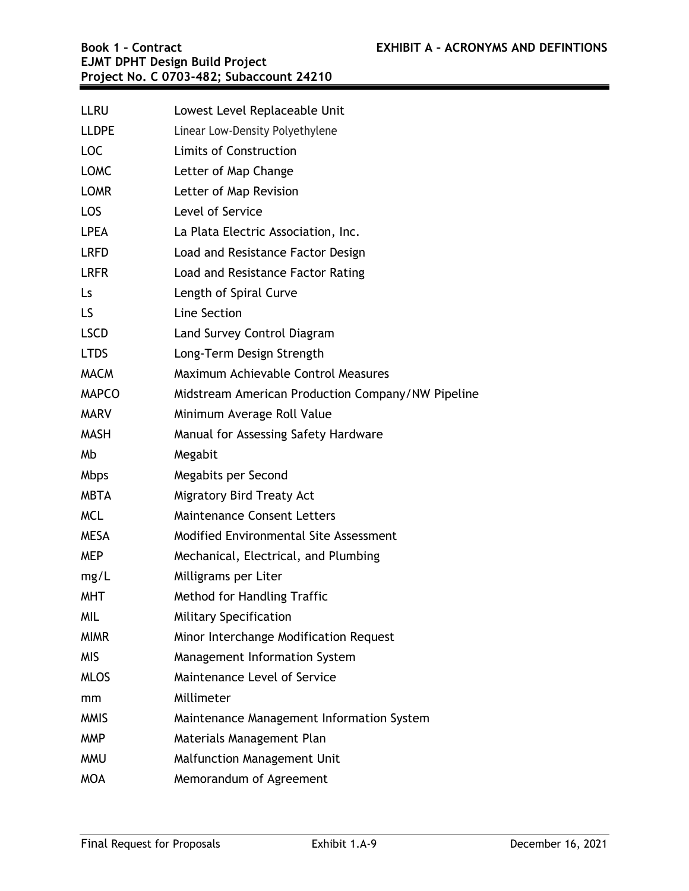| | |
|---|---|
| LLRU | Lowest Level Replaceable Unit |
| LLDPE | Linear Low-Density Polyethylene |
| LOC | Limits of Construction |
| LOMC | Letter of Map Change |
| LOMR | Letter of Map Revision |
| LOS | Level of Service |
| LPEA | La Plata Electric Association, Inc. |
| LRFD | Load and Resistance Factor Design |
| LRFR | Load and Resistance Factor Rating |
| Ls | Length of Spiral Curve |
| LS | Line Section |
| LSCD | Land Survey Control Diagram |
| LTDS | Long-Term Design Strength |
| MACM | Maximum Achievable Control Measures |
| MAPCO | Midstream American Production Company/NW Pipeline |
| MARV | Minimum Average Roll Value |
| MASH | Manual for Assessing Safety Hardware |
| Mb | Megabit |
| Mbps | Megabits per Second |
| MBTA | Migratory Bird Treaty Act |
| MCL | Maintenance Consent Letters |
| MESA | Modified Environmental Site Assessment |
| MEP | Mechanical, Electrical, and Plumbing |
| mg/L | Milligrams per Liter |
| MHT | Method for Handling Traffic |
| MIL | Military Specification |
| MIMR | Minor Interchange Modification Request |
| MIS | Management Information System |
| MLOS | Maintenance Level of Service |
| mm | Millimeter |
| MMIS | Maintenance Management Information System |
| MMP | Materials Management Plan |
| MMU | Malfunction Management Unit |
| MOA | Memorandum of Agreement |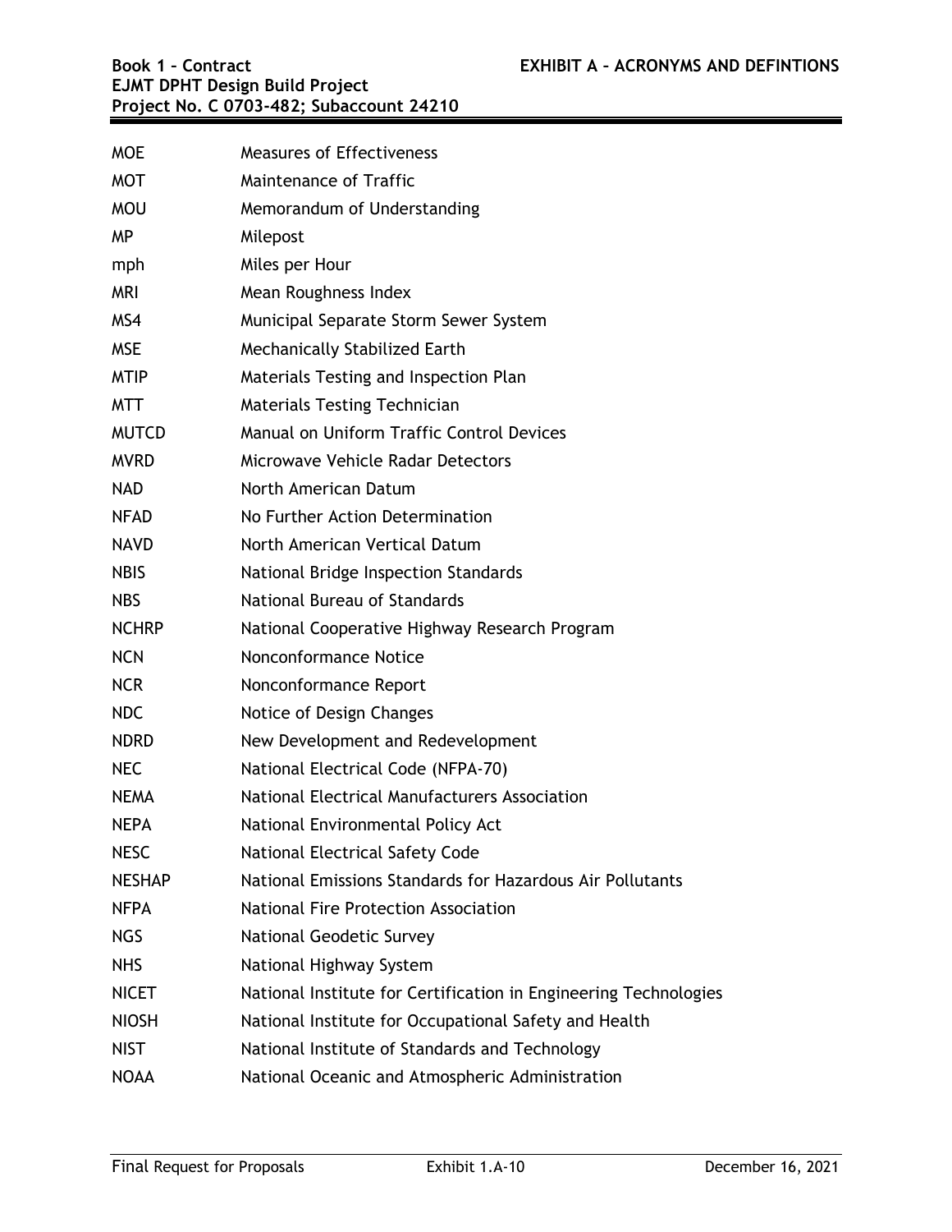| | |
|---|---|
| MOE | Measures of Effectiveness |
| MOT | Maintenance of Traffic |
| MOU | Memorandum of Understanding |
| MP | Milepost |
| mph | Miles per Hour |
| MRI | Mean Roughness Index |
| MS4 | Municipal Separate Storm Sewer System |
| MSE | Mechanically Stabilized Earth |
| MTIP | Materials Testing and Inspection Plan |
| MTT | Materials Testing Technician |
| MUTCD | Manual on Uniform Traffic Control Devices |
| MVRD | Microwave Vehicle Radar Detectors |
| NAD | North American Datum |
| NFAD | No Further Action Determination |
| NAVD | North American Vertical Datum |
| NBIS | National Bridge Inspection Standards |
| NBS | National Bureau of Standards |
| NCHRP | National Cooperative Highway Research Program |
| NCN | Nonconformance Notice |
| NCR | Nonconformance Report |
| NDC | Notice of Design Changes |
| NDRD | New Development and Redevelopment |
| NEC | National Electrical Code (NFPA-70) |
| NEMA | National Electrical Manufacturers Association |
| NEPA | National Environmental Policy Act |
| NESC | National Electrical Safety Code |
| NESHAP | National Emissions Standards for Hazardous Air Pollutants |
| NFPA | National Fire Protection Association |
| NGS | National Geodetic Survey |
| NHS | National Highway System |
| NICET | National Institute for Certification in Engineering Technologies |
| NIOSH | National Institute for Occupational Safety and Health |
| NIST | National Institute of Standards and Technology |
| NOAA | National Oceanic and Atmospheric Administration |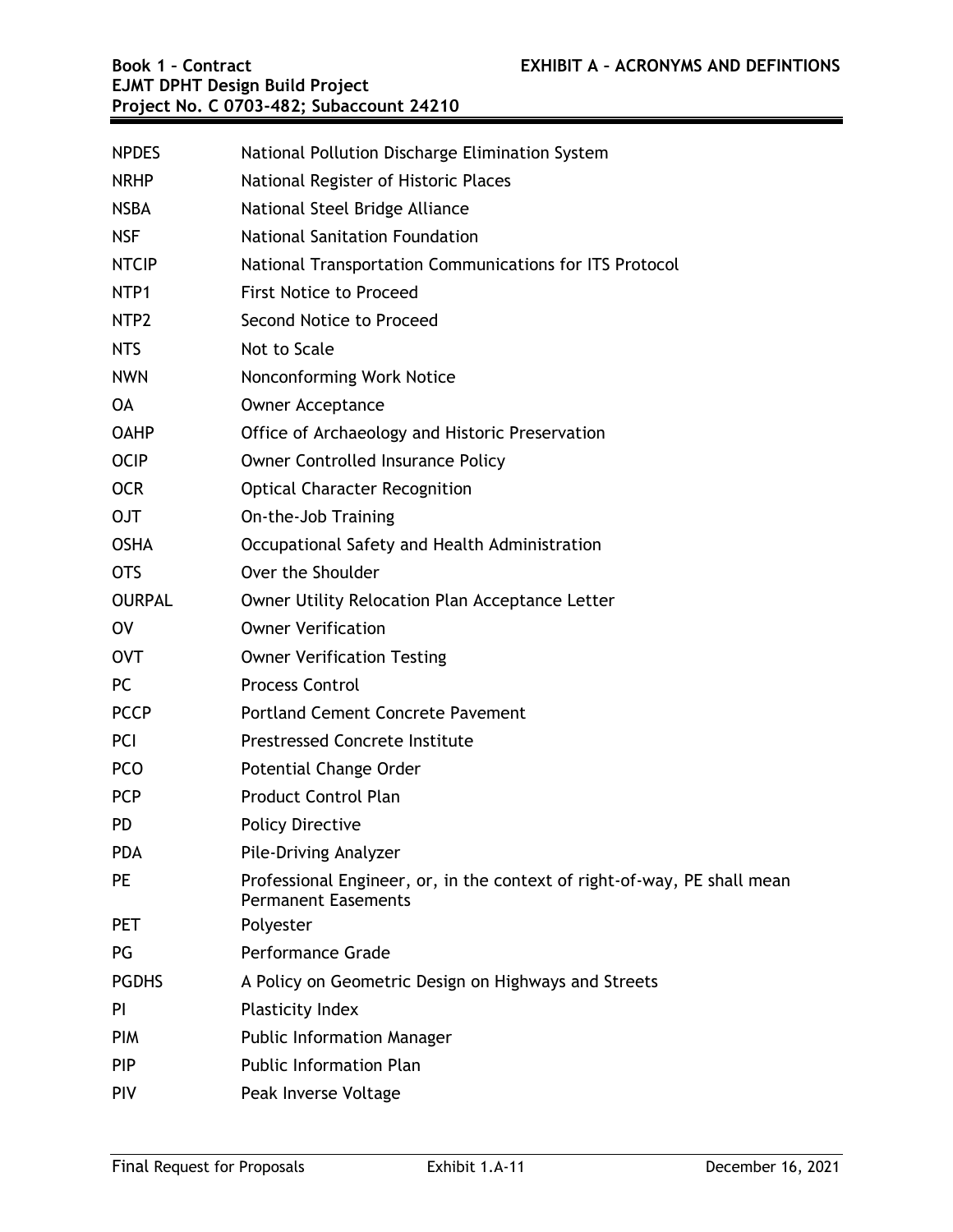| | |
|---|---|
| NPDES | National Pollution Discharge Elimination System |
| NRHP | National Register of Historic Places |
| NSBA | National Steel Bridge Alliance |
| NSF | National Sanitation Foundation |
| NTCIP | National Transportation Communications for ITS Protocol |
| NTP1 | First Notice to Proceed |
| NTP2 | Second Notice to Proceed |
| NTS | Not to Scale |
| NWN | Nonconforming Work Notice |
| OA | Owner Acceptance |
| OAHP | Office of Archaeology and Historic Preservation |
| OCIP | Owner Controlled Insurance Policy |
| OCR | Optical Character Recognition |
| OJT | On-the-Job Training |
| OSHA | Occupational Safety and Health Administration |
| OTS | Over the Shoulder |
| OURPAL | Owner Utility Relocation Plan Acceptance Letter |
| OV | Owner Verification |
| OVT | Owner Verification Testing |
| PC | Process Control |
| PCCP | Portland Cement Concrete Pavement |
| PCI | Prestressed Concrete Institute |
| PCO | Potential Change Order |
| PCP | Product Control Plan |
| PD | Policy Directive |
| PDA | Pile-Driving Analyzer |
| PE | Professional Engineer, or, in the context of right-of-way, PE shall mean Permanent Easements |
| PET | Polyester |
| PG | Performance Grade |
| PGDHS | A Policy on Geometric Design on Highways and Streets |
| PI | Plasticity Index |
| PIM | Public Information Manager |
| PIP | Public Information Plan |
| PIV | Peak Inverse Voltage |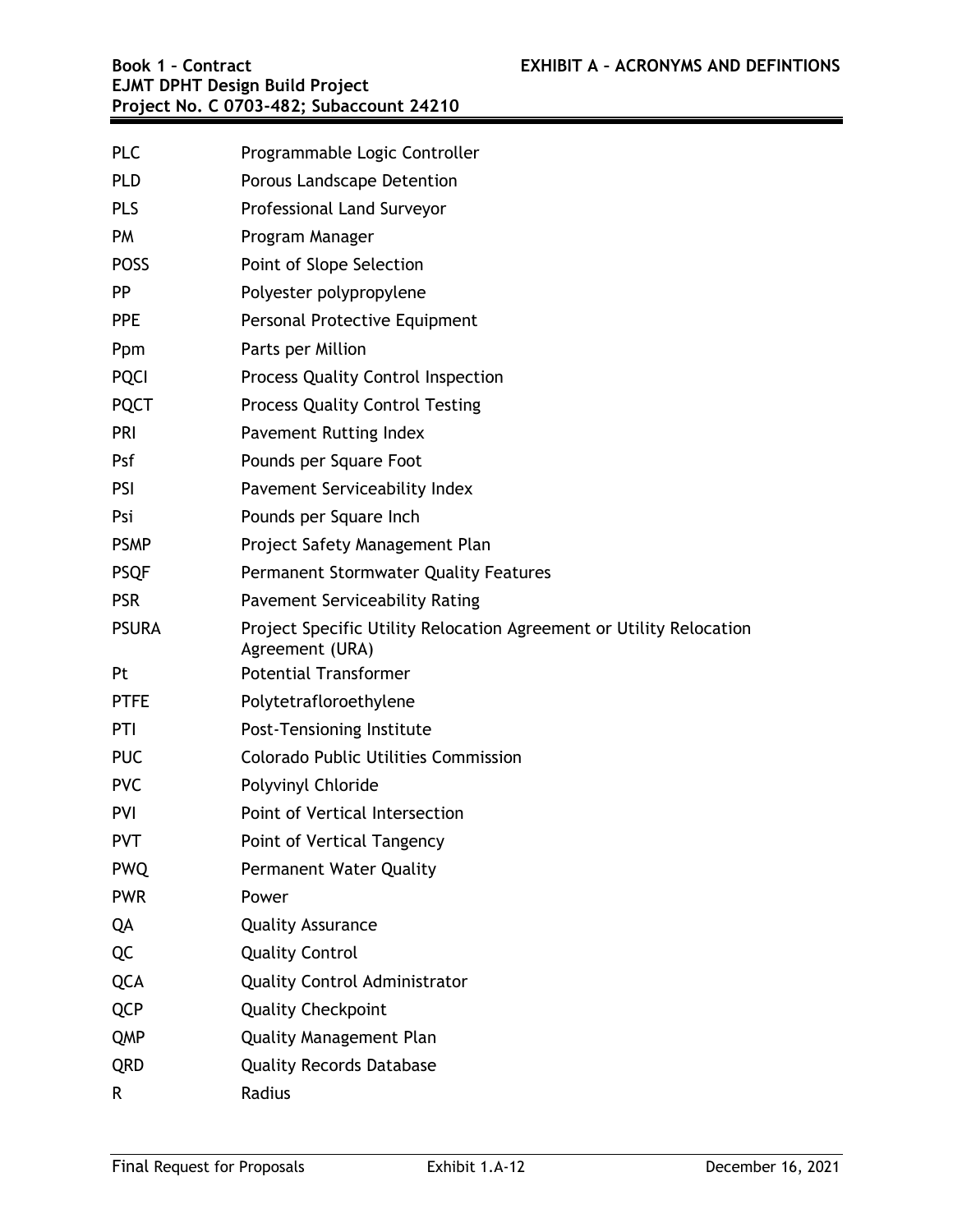| | |
|---|---|
| PLC | Programmable Logic Controller |
| PLD | Porous Landscape Detention |
| PLS | Professional Land Surveyor |
| PM | Program Manager |
| POSS | Point of Slope Selection |
| PP | Polyester polypropylene |
| PPE | Personal Protective Equipment |
| Ppm | Parts per Million |
| PQCI | Process Quality Control Inspection |
| PQCT | Process Quality Control Testing |
| PRI | Pavement Rutting Index |
| Psf | Pounds per Square Foot |
| PSI | Pavement Serviceability Index |
| Psi | Pounds per Square Inch |
| PSMP | Project Safety Management Plan |
| PSQF | Permanent Stormwater Quality Features |
| PSR | Pavement Serviceability Rating |
| PSURA | Project Specific Utility Relocation Agreement or Utility Relocation Agreement (URA) |
| Pt | Potential Transformer |
| PTFE | Polytetrafloroethylene |
| PTI | Post-Tensioning Institute |
| PUC | Colorado Public Utilities Commission |
| PVC | Polyvinyl Chloride |
| PVI | Point of Vertical Intersection |
| PVT | Point of Vertical Tangency |
| PWQ | Permanent Water Quality |
| PWR | Power |
| QA | Quality Assurance |
| QC | Quality Control |
| QCA | Quality Control Administrator |
| QCP | Quality Checkpoint |
| QMP | Quality Management Plan |
| QRD | Quality Records Database |
| R | Radius |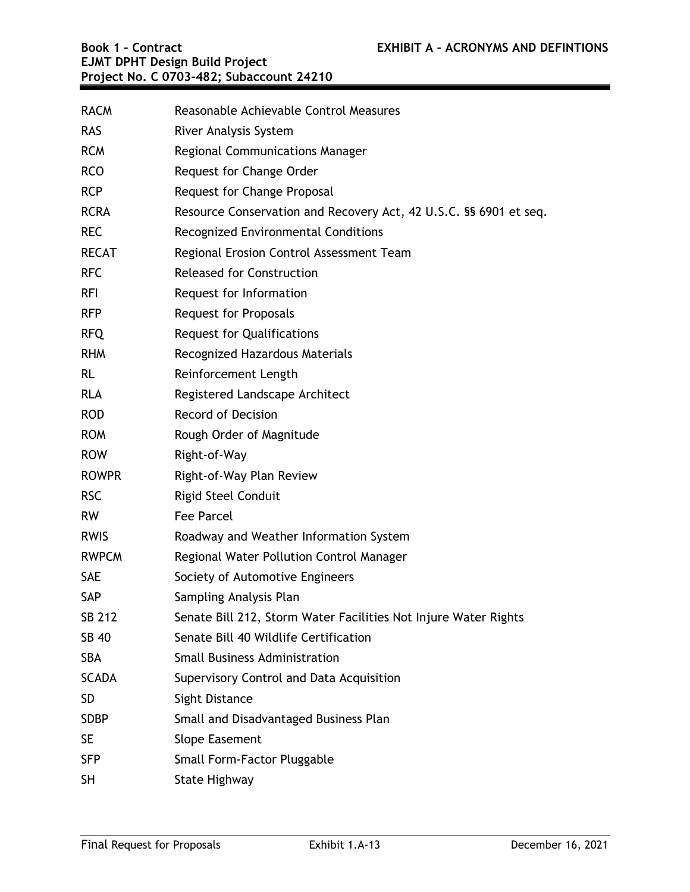| | |
|---|---|
| RACM | Reasonable Achievable Control Measures |
| RAS | River Analysis System |
| RCM | Regional Communications Manager |
| RCO | Request for Change Order |
| RCP | Request for Change Proposal |
| RCRA | Resource Conservation and Recovery Act, 42 U.S.C. §§ 6901 et seq. |
| REC | Recognized Environmental Conditions |
| RECAT | Regional Erosion Control Assessment Team |
| RFC | Released for Construction |
| RFI | Request for Information |
| RFP | Request for Proposals |
| RFQ | Request for Qualifications |
| RHM | Recognized Hazardous Materials |
| RL | Reinforcement Length |
| RLA | Registered Landscape Architect |
| ROD | Record of Decision |
| ROM | Rough Order of Magnitude |
| ROW | Right-of-Way |
| ROWPR | Right-of-Way Plan Review |
| RSC | Rigid Steel Conduit |
| RW | Fee Parcel |
| RWIS | Roadway and Weather Information System |
| RWPCM | Regional Water Pollution Control Manager |
| SAE | Society of Automotive Engineers |
| SAP | Sampling Analysis Plan |
| SB 212 | Senate Bill 212, Storm Water Facilities Not Injure Water Rights |
| SB 40 | Senate Bill 40 Wildlife Certification |
| SBA | Small Business Administration |
| SCADA | Supervisory Control and Data Acquisition |
| SD | Sight Distance |
| SDBP | Small and Disadvantaged Business Plan |
| SE | Slope Easement |
| SFP | Small Form-Factor Pluggable |
| SH | State Highway |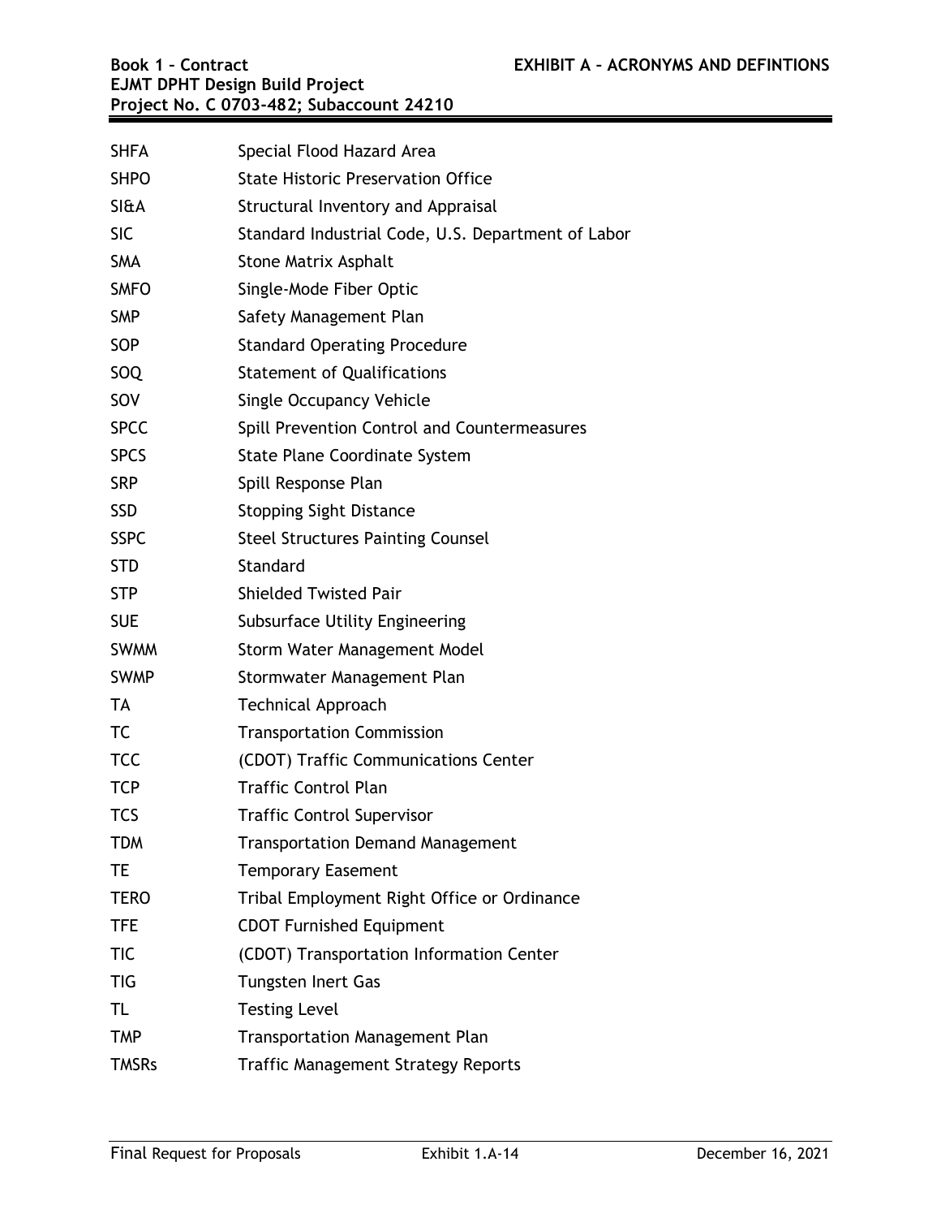| | |
|---|---|
| SHFA | Special Flood Hazard Area |
| SHPO | State Historic Preservation Office |
| SI&A | Structural Inventory and Appraisal |
| SIC | Standard Industrial Code, U.S. Department of Labor |
| SMA | Stone Matrix Asphalt |
| SMFO | Single-Mode Fiber Optic |
| SMP | Safety Management Plan |
| SOP | Standard Operating Procedure |
| SOQ | Statement of Qualifications |
| SOV | Single Occupancy Vehicle |
| SPCC | Spill Prevention Control and Countermeasures |
| SPCS | State Plane Coordinate System |
| SRP | Spill Response Plan |
| SSD | Stopping Sight Distance |
| SSPC | Steel Structures Painting Counsel |
| STD | Standard |
| STP | Shielded Twisted Pair |
| SUE | Subsurface Utility Engineering |
| SWMM | Storm Water Management Model |
| SWMP | Stormwater Management Plan |
| TA | Technical Approach |
| TC | Transportation Commission |
| TCC | (CDOT) Traffic Communications Center |
| TCP | Traffic Control Plan |
| TCS | Traffic Control Supervisor |
| TDM | Transportation Demand Management |
| TE | Temporary Easement |
| TERO | Tribal Employment Right Office or Ordinance |
| TFE | CDOT Furnished Equipment |
| TIC | (CDOT) Transportation Information Center |
| TIG | Tungsten Inert Gas |
| TL | Testing Level |
| TMP | Transportation Management Plan |
| TMSRs | Traffic Management Strategy Reports |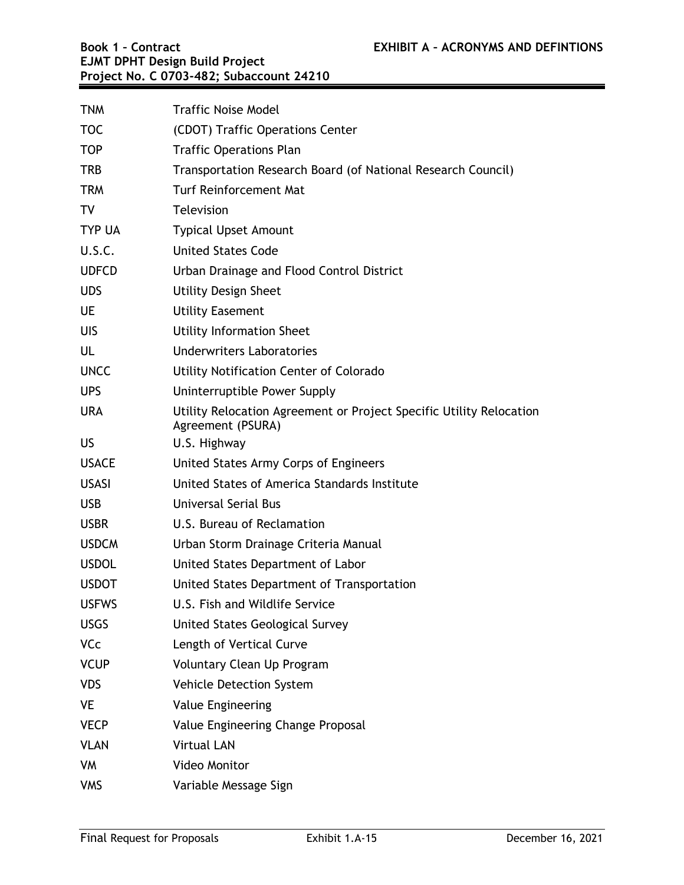| | |
|---|---|
| TNM | Traffic Noise Model |
| TOC | (CDOT) Traffic Operations Center |
| TOP | Traffic Operations Plan |
| TRB | Transportation Research Board (of National Research Council) |
| TRM | Turf Reinforcement Mat |
| TV | Television |
| TYP UA | Typical Upset Amount |
| U.S.C. | United States Code |
| UDFCD | Urban Drainage and Flood Control District |
| UDS | Utility Design Sheet |
| UE | Utility Easement |
| UIS | Utility Information Sheet |
| UL | Underwriters Laboratories |
| UNCC | Utility Notification Center of Colorado |
| UPS | Uninterruptible Power Supply |
| URA | Utility Relocation Agreement or Project Specific Utility Relocation Agreement (PSURA) |
| US | U.S. Highway |
| USACE | United States Army Corps of Engineers |
| USASI | United States of America Standards Institute |
| USB | Universal Serial Bus |
| USBR | U.S. Bureau of Reclamation |
| USDCM | Urban Storm Drainage Criteria Manual |
| USDOL | United States Department of Labor |
| USDOT | United States Department of Transportation |
| USFWS | U.S. Fish and Wildlife Service |
| USGS | United States Geological Survey |
| VCc | Length of Vertical Curve |
| VCUP | Voluntary Clean Up Program |
| VDS | Vehicle Detection System |
| VE | Value Engineering |
| VECP | Value Engineering Change Proposal |
| VLAN | Virtual LAN |
| VM | Video Monitor |
| VMS | Variable Message Sign |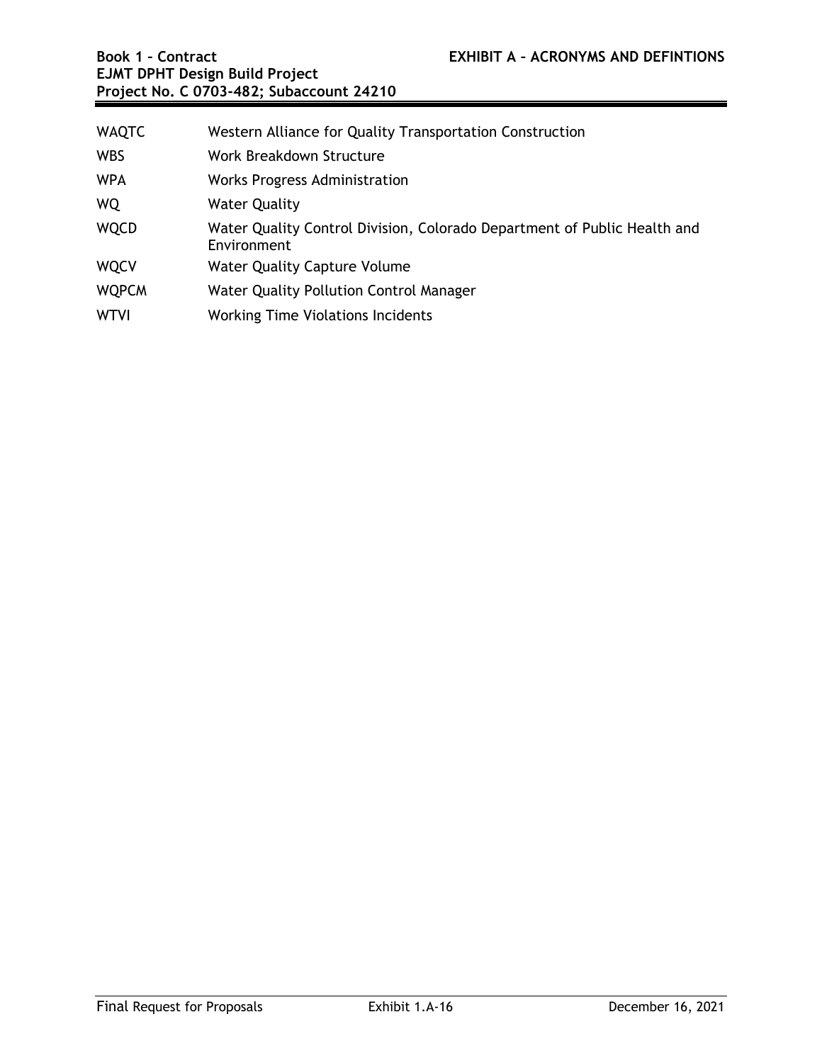| | |
|---|---|
| WAQTC | Western Alliance for Quality Transportation Construction |
| WBS | Work Breakdown Structure |
| WPA | Works Progress Administration |
| WQ | Water Quality |
| WQCD | Water Quality Control Division, Colorado Department of Public Health and Environment |
| WQCV | Water Quality Capture Volume |
| WQPCM | Water Quality Pollution Control Manager |
| WTVI | Working Time Violations Incidents |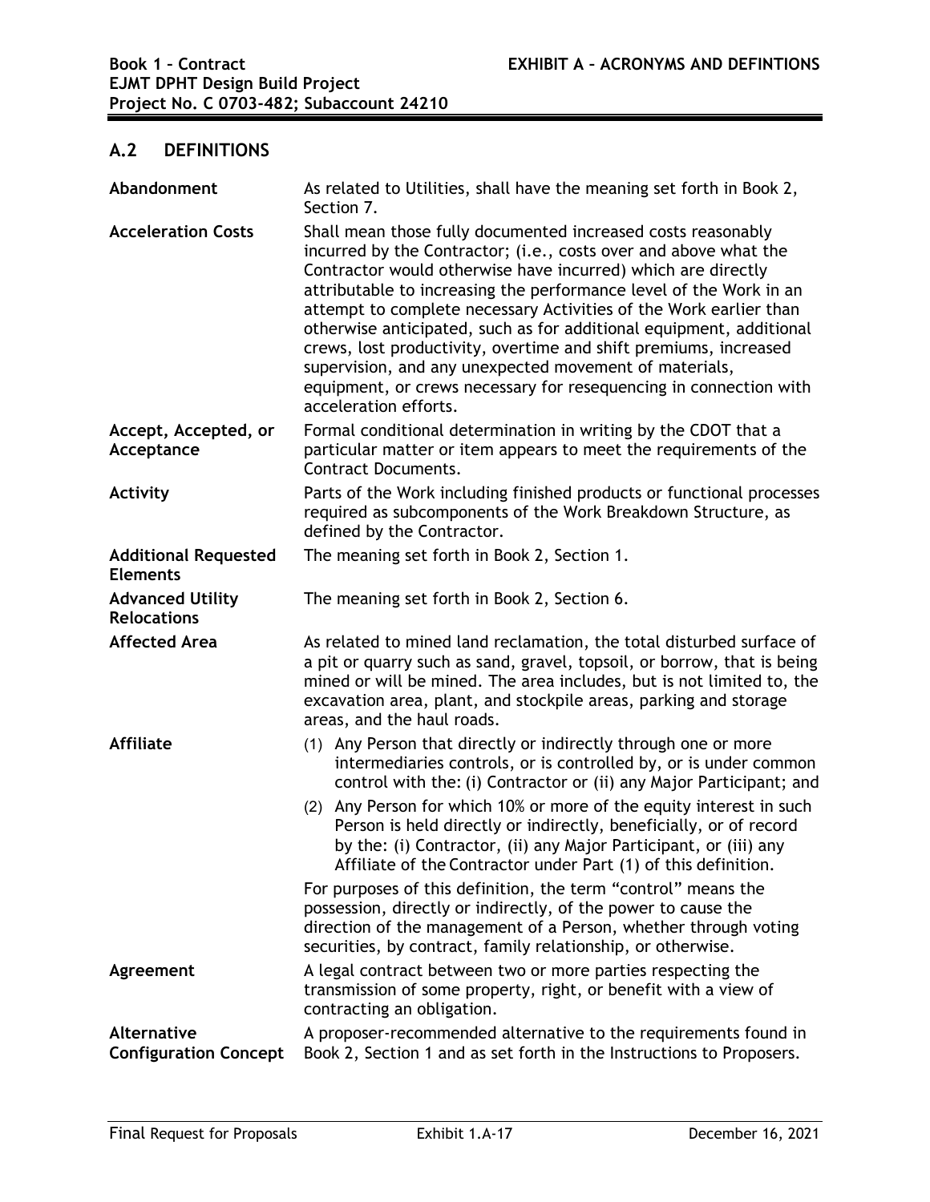## A.2 DEFINITIONS

| | |
|---|---|
| **Abandonment** | As related to Utilities, shall have the meaning set forth in Book 2, Section 7. |
| **Acceleration Costs** | Shall mean those fully documented increased costs reasonably incurred by the Contractor; (i.e., costs over and above what the Contractor would otherwise have incurred) which are directly attributable to increasing the performance level of the Work in an attempt to complete necessary Activities of the Work earlier than otherwise anticipated, such as for additional equipment, additional crews, lost productivity, overtime and shift premiums, increased supervision, and any unexpected movement of materials, equipment, or crews necessary for resequencing in connection with acceleration efforts. |
| **Accept, Accepted, or Acceptance** | Formal conditional determination in writing by the CDOT that a particular matter or item appears to meet the requirements of the Contract Documents. |
| **Activity** | Parts of the Work including finished products or functional processes required as subcomponents of the Work Breakdown Structure, as defined by the Contractor. |
| **Additional Requested Elements** | The meaning set forth in Book 2, Section 1. |
| **Advanced Utility Relocations** | The meaning set forth in Book 2, Section 6. |
| **Affected Area** | As related to mined land reclamation, the total disturbed surface of a pit or quarry such as sand, gravel, topsoil, or borrow, that is being mined or will be mined. The area includes, but is not limited to, the excavation area, plant, and stockpile areas, parking and storage areas, and the haul roads. |
| **Affiliate** | (1) Any Person that directly or indirectly through one or more intermediaries controls, or is controlled by, or is under common control with the: (i) Contractor or (ii) any Major Participant; and<br>(2) Any Person for which 10% or more of the equity interest in such Person is held directly or indirectly, beneficially, or of record by the: (i) Contractor, (ii) any Major Participant, or (iii) any Affiliate of the Contractor under Part (1) of this definition.<br>For purposes of this definition, the term "control" means the possession, directly or indirectly, of the power to cause the direction of the management of a Person, whether through voting securities, by contract, family relationship, or otherwise. |
| **Agreement** | A legal contract between two or more parties respecting the transmission of some property, right, or benefit with a view of contracting an obligation. |
| **Alternative Configuration Concept** | A proposer-recommended alternative to the requirements found in Book 2, Section 1 and as set forth in the Instructions to Proposers. |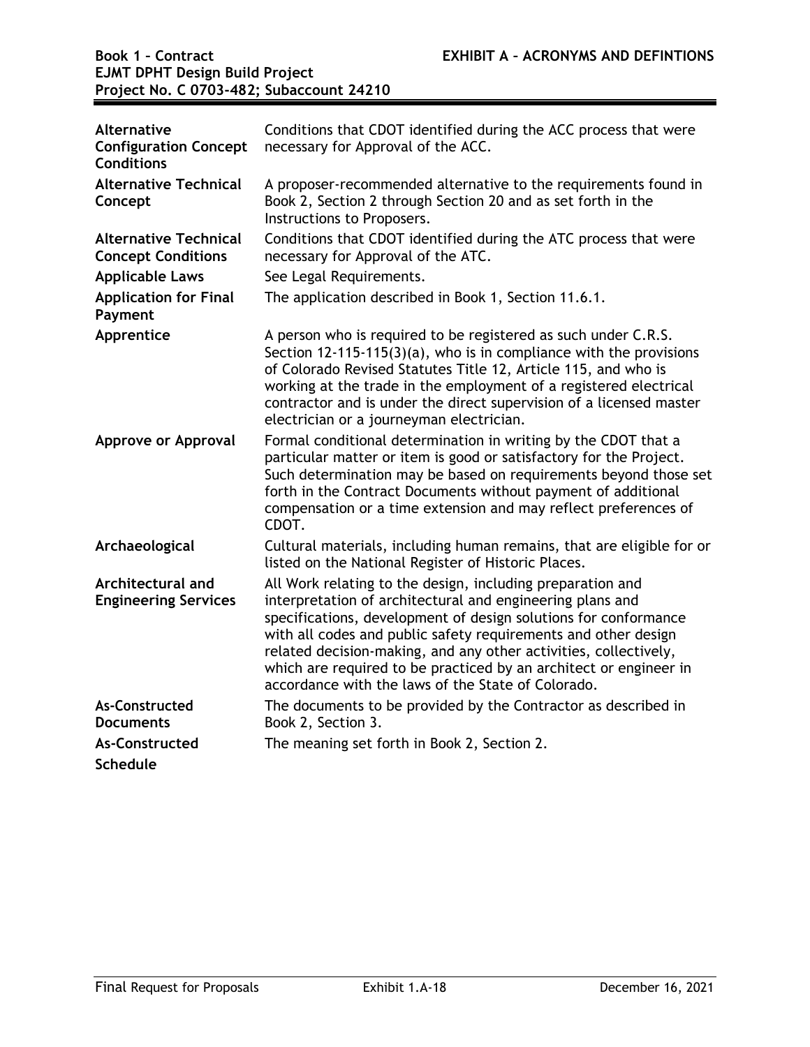| | |
|---|---|
| **Alternative Configuration Concept Conditions** | Conditions that CDOT identified during the ACC process that were necessary for Approval of the ACC. |
| **Alternative Technical Concept** | A proposer-recommended alternative to the requirements found in Book 2, Section 2 through Section 20 and as set forth in the Instructions to Proposers. |
| **Alternative Technical Concept Conditions** | Conditions that CDOT identified during the ATC process that were necessary for Approval of the ATC. |
| **Applicable Laws** | See Legal Requirements. |
| **Application for Final Payment** | The application described in Book 1, Section 11.6.1. |
| **Apprentice** | A person who is required to be registered as such under C.R.S. Section 12-115-115(3)(a), who is in compliance with the provisions of Colorado Revised Statutes Title 12, Article 115, and who is working at the trade in the employment of a registered electrical contractor and is under the direct supervision of a licensed master electrician or a journeyman electrician. |
| **Approve or Approval** | Formal conditional determination in writing by the CDOT that a particular matter or item is good or satisfactory for the Project. Such determination may be based on requirements beyond those set forth in the Contract Documents without payment of additional compensation or a time extension and may reflect preferences of CDOT. |
| **Archaeological** | Cultural materials, including human remains, that are eligible for or listed on the National Register of Historic Places. |
| **Architectural and Engineering Services** | All Work relating to the design, including preparation and interpretation of architectural and engineering plans and specifications, development of design solutions for conformance with all codes and public safety requirements and other design related decision-making, and any other activities, collectively, which are required to be practiced by an architect or engineer in accordance with the laws of the State of Colorado. |
| **As-Constructed Documents** | The documents to be provided by the Contractor as described in Book 2, Section 3. |
| **As-Constructed Schedule** | The meaning set forth in Book 2, Section 2. |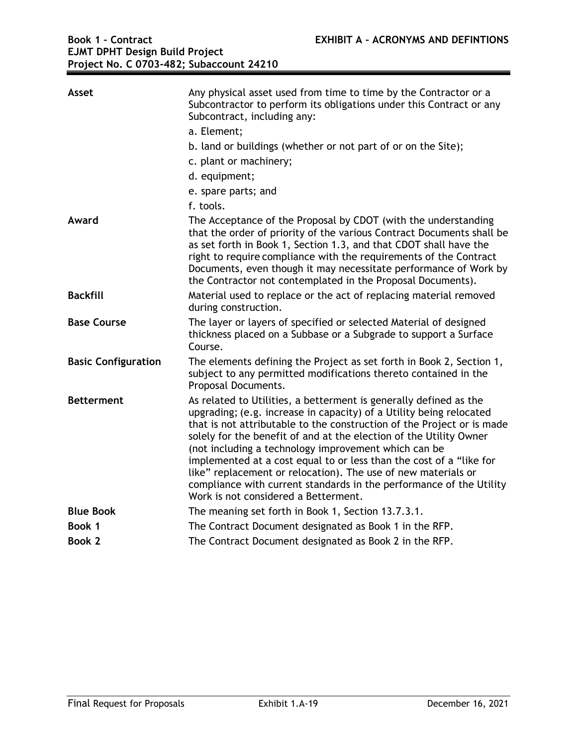| | |
|---|---|
| **Asset** | Any physical asset used from time to time by the Contractor or a Subcontractor to perform its obligations under this Contract or any Subcontract, including any:<br>a. Element;<br>b. land or buildings (whether or not part of or on the Site);<br>c. plant or machinery;<br>d. equipment;<br>e. spare parts; and<br>f. tools. |
| **Award** | The Acceptance of the Proposal by CDOT (with the understanding that the order of priority of the various Contract Documents shall be as set forth in Book 1, Section 1.3, and that CDOT shall have the right to require compliance with the requirements of the Contract Documents, even though it may necessitate performance of Work by the Contractor not contemplated in the Proposal Documents). |
| **Backfill** | Material used to replace or the act of replacing material removed during construction. |
| **Base Course** | The layer or layers of specified or selected Material of designed thickness placed on a Subbase or a Subgrade to support a Surface Course. |
| **Basic Configuration** | The elements defining the Project as set forth in Book 2, Section 1, subject to any permitted modifications thereto contained in the Proposal Documents. |
| **Betterment** | As related to Utilities, a betterment is generally defined as the upgrading; (e.g. increase in capacity) of a Utility being relocated that is not attributable to the construction of the Project or is made solely for the benefit of and at the election of the Utility Owner (not including a technology improvement which can be implemented at a cost equal to or less than the cost of a "like for like" replacement or relocation). The use of new materials or compliance with current standards in the performance of the Utility Work is not considered a Betterment. |
| **Blue Book** | The meaning set forth in Book 1, Section 13.7.3.1. |
| **Book 1** | The Contract Document designated as Book 1 in the RFP. |
| **Book 2** | The Contract Document designated as Book 2 in the RFP. |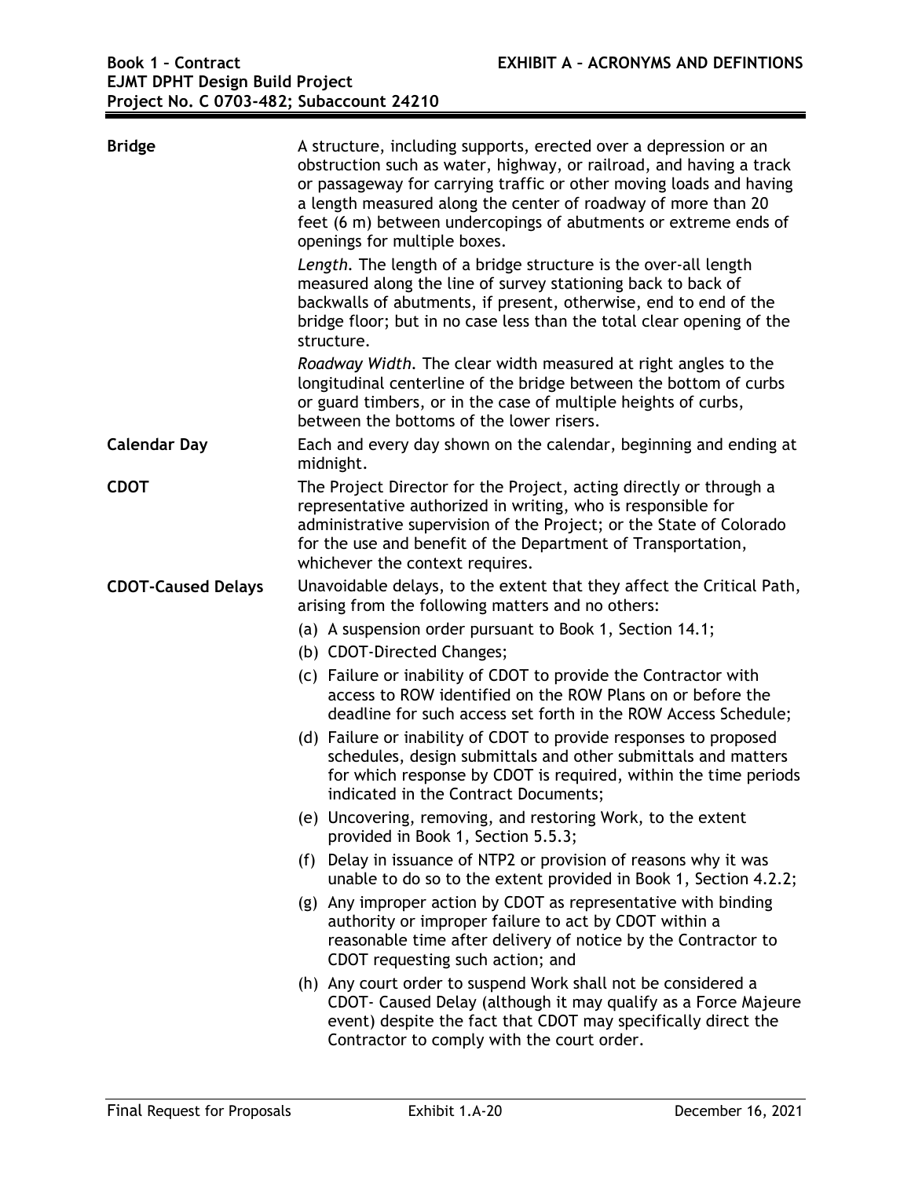**Bridge**

A structure, including supports, erected over a depression or an obstruction such as water, highway, or railroad, and having a track or passageway for carrying traffic or other moving loads and having a length measured along the center of roadway of more than 20 feet (6 m) between undercopings of abutments or extreme ends of openings for multiple boxes.

*Length.* The length of a bridge structure is the over-all length measured along the line of survey stationing back to back of backwalls of abutments, if present, otherwise, end to end of the bridge floor; but in no case less than the total clear opening of the structure.

*Roadway Width.* The clear width measured at right angles to the longitudinal centerline of the bridge between the bottom of curbs or guard timbers, or in the case of multiple heights of curbs, between the bottoms of the lower risers.

**Calendar Day**

Each and every day shown on the calendar, beginning and ending at midnight.

**CDOT**

The Project Director for the Project, acting directly or through a representative authorized in writing, who is responsible for administrative supervision of the Project; or the State of Colorado for the use and benefit of the Department of Transportation, whichever the context requires.

**CDOT-Caused Delays**

Unavoidable delays, to the extent that they affect the Critical Path, arising from the following matters and no others:

(a) A suspension order pursuant to Book 1, Section 14.1;

(b) CDOT-Directed Changes;

(c) Failure or inability of CDOT to provide the Contractor with access to ROW identified on the ROW Plans on or before the deadline for such access set forth in the ROW Access Schedule;

(d) Failure or inability of CDOT to provide responses to proposed schedules, design submittals and other submittals and matters for which response by CDOT is required, within the time periods indicated in the Contract Documents;

(e) Uncovering, removing, and restoring Work, to the extent provided in Book 1, Section 5.5.3;

(f) Delay in issuance of NTP2 or provision of reasons why it was unable to do so to the extent provided in Book 1, Section 4.2.2;

(g) Any improper action by CDOT as representative with binding authority or improper failure to act by CDOT within a reasonable time after delivery of notice by the Contractor to CDOT requesting such action; and

(h) Any court order to suspend Work shall not be considered a CDOT- Caused Delay (although it may qualify as a Force Majeure event) despite the fact that CDOT may specifically direct the Contractor to comply with the court order.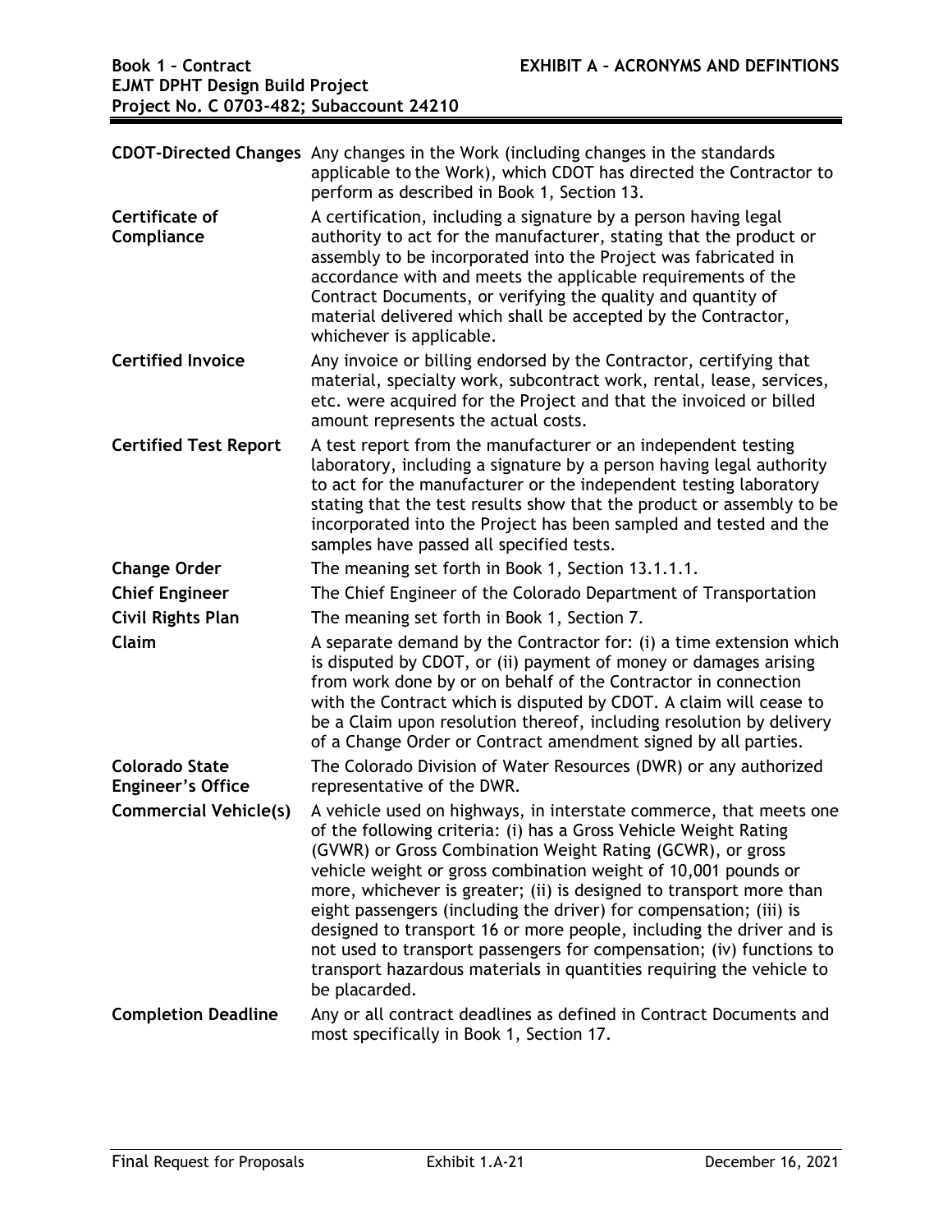| | |
|---|---|
| **CDOT-Directed Changes** | Any changes in the Work (including changes in the standards applicable to the Work), which CDOT has directed the Contractor to perform as described in Book 1, Section 13. |
| **Certificate of Compliance** | A certification, including a signature by a person having legal authority to act for the manufacturer, stating that the product or assembly to be incorporated into the Project was fabricated in accordance with and meets the applicable requirements of the Contract Documents, or verifying the quality and quantity of material delivered which shall be accepted by the Contractor, whichever is applicable. |
| **Certified Invoice** | Any invoice or billing endorsed by the Contractor, certifying that material, specialty work, subcontract work, rental, lease, services, etc. were acquired for the Project and that the invoiced or billed amount represents the actual costs. |
| **Certified Test Report** | A test report from the manufacturer or an independent testing laboratory, including a signature by a person having legal authority to act for the manufacturer or the independent testing laboratory stating that the test results show that the product or assembly to be incorporated into the Project has been sampled and tested and the samples have passed all specified tests. |
| **Change Order** | The meaning set forth in Book 1, Section 13.1.1.1. |
| **Chief Engineer** | The Chief Engineer of the Colorado Department of Transportation |
| **Civil Rights Plan** | The meaning set forth in Book 1, Section 7. |
| **Claim** | A separate demand by the Contractor for: (i) a time extension which is disputed by CDOT, or (ii) payment of money or damages arising from work done by or on behalf of the Contractor in connection with the Contract which is disputed by CDOT. A claim will cease to be a Claim upon resolution thereof, including resolution by delivery of a Change Order or Contract amendment signed by all parties. |
| **Colorado State Engineer's Office** | The Colorado Division of Water Resources (DWR) or any authorized representative of the DWR. |
| **Commercial Vehicle(s)** | A vehicle used on highways, in interstate commerce, that meets one of the following criteria: (i) has a Gross Vehicle Weight Rating (GVWR) or Gross Combination Weight Rating (GCWR), or gross vehicle weight or gross combination weight of 10,001 pounds or more, whichever is greater; (ii) is designed to transport more than eight passengers (including the driver) for compensation; (iii) is designed to transport 16 or more people, including the driver and is not used to transport passengers for compensation; (iv) functions to transport hazardous materials in quantities requiring the vehicle to be placarded. |
| **Completion Deadline** | Any or all contract deadlines as defined in Contract Documents and most specifically in Book 1, Section 17. |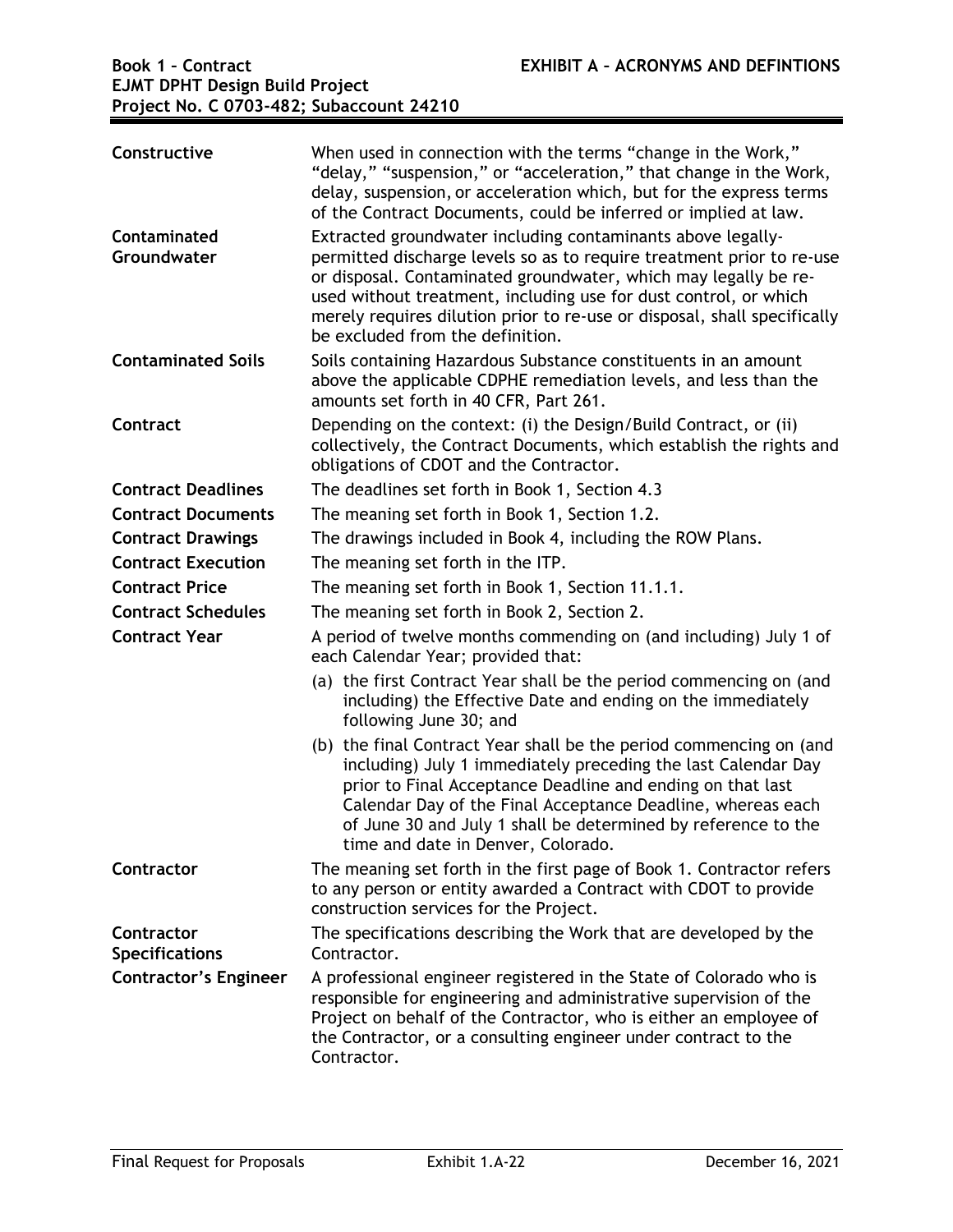| | |
|---|---|
| **Constructive** | When used in connection with the terms "change in the Work," "delay," "suspension," or "acceleration," that change in the Work, delay, suspension, or acceleration which, but for the express terms of the Contract Documents, could be inferred or implied at law. |
| **Contaminated Groundwater** | Extracted groundwater including contaminants above legally-permitted discharge levels so as to require treatment prior to re-use or disposal. Contaminated groundwater, which may legally be re-used without treatment, including use for dust control, or which merely requires dilution prior to re-use or disposal, shall specifically be excluded from the definition. |
| **Contaminated Soils** | Soils containing Hazardous Substance constituents in an amount above the applicable CDPHE remediation levels, and less than the amounts set forth in 40 CFR, Part 261. |
| **Contract** | Depending on the context: (i) the Design/Build Contract, or (ii) collectively, the Contract Documents, which establish the rights and obligations of CDOT and the Contractor. |
| **Contract Deadlines** | The deadlines set forth in Book 1, Section 4.3 |
| **Contract Documents** | The meaning set forth in Book 1, Section 1.2. |
| **Contract Drawings** | The drawings included in Book 4, including the ROW Plans. |
| **Contract Execution** | The meaning set forth in the ITP. |
| **Contract Price** | The meaning set forth in Book 1, Section 11.1.1. |
| **Contract Schedules** | The meaning set forth in Book 2, Section 2. |
| **Contract Year** | A period of twelve months commending on (and including) July 1 of each Calendar Year; provided that:<br>(a) the first Contract Year shall be the period commencing on (and including) the Effective Date and ending on the immediately following June 30; and<br>(b) the final Contract Year shall be the period commencing on (and including) July 1 immediately preceding the last Calendar Day prior to Final Acceptance Deadline and ending on that last Calendar Day of the Final Acceptance Deadline, whereas each of June 30 and July 1 shall be determined by reference to the time and date in Denver, Colorado. |
| **Contractor** | The meaning set forth in the first page of Book 1. Contractor refers to any person or entity awarded a Contract with CDOT to provide construction services for the Project. |
| **Contractor Specifications** | The specifications describing the Work that are developed by the Contractor. |
| **Contractor's Engineer** | A professional engineer registered in the State of Colorado who is responsible for engineering and administrative supervision of the Project on behalf of the Contractor, who is either an employee of the Contractor, or a consulting engineer under contract to the Contractor. |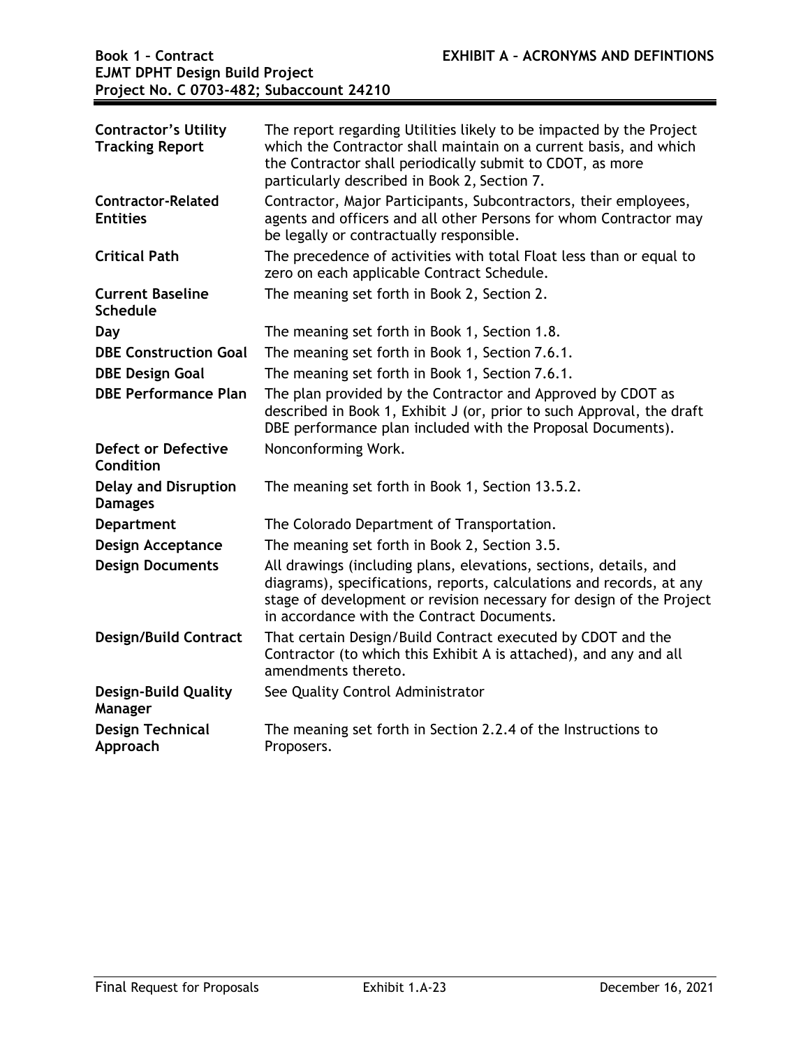| | |
|---|---|
| **Contractor's Utility Tracking Report** | The report regarding Utilities likely to be impacted by the Project which the Contractor shall maintain on a current basis, and which the Contractor shall periodically submit to CDOT, as more particularly described in Book 2, Section 7. |
| **Contractor-Related Entities** | Contractor, Major Participants, Subcontractors, their employees, agents and officers and all other Persons for whom Contractor may be legally or contractually responsible. |
| **Critical Path** | The precedence of activities with total Float less than or equal to zero on each applicable Contract Schedule. |
| **Current Baseline Schedule** | The meaning set forth in Book 2, Section 2. |
| **Day** | The meaning set forth in Book 1, Section 1.8. |
| **DBE Construction Goal** | The meaning set forth in Book 1, Section 7.6.1. |
| **DBE Design Goal** | The meaning set forth in Book 1, Section 7.6.1. |
| **DBE Performance Plan** | The plan provided by the Contractor and Approved by CDOT as described in Book 1, Exhibit J (or, prior to such Approval, the draft DBE performance plan included with the Proposal Documents). |
| **Defect or Defective Condition** | Nonconforming Work. |
| **Delay and Disruption Damages** | The meaning set forth in Book 1, Section 13.5.2. |
| **Department** | The Colorado Department of Transportation. |
| **Design Acceptance** | The meaning set forth in Book 2, Section 3.5. |
| **Design Documents** | All drawings (including plans, elevations, sections, details, and diagrams), specifications, reports, calculations and records, at any stage of development or revision necessary for design of the Project in accordance with the Contract Documents. |
| **Design/Build Contract** | That certain Design/Build Contract executed by CDOT and the Contractor (to which this Exhibit A is attached), and any and all amendments thereto. |
| **Design-Build Quality Manager** | See Quality Control Administrator |
| **Design Technical Approach** | The meaning set forth in Section 2.2.4 of the Instructions to Proposers. |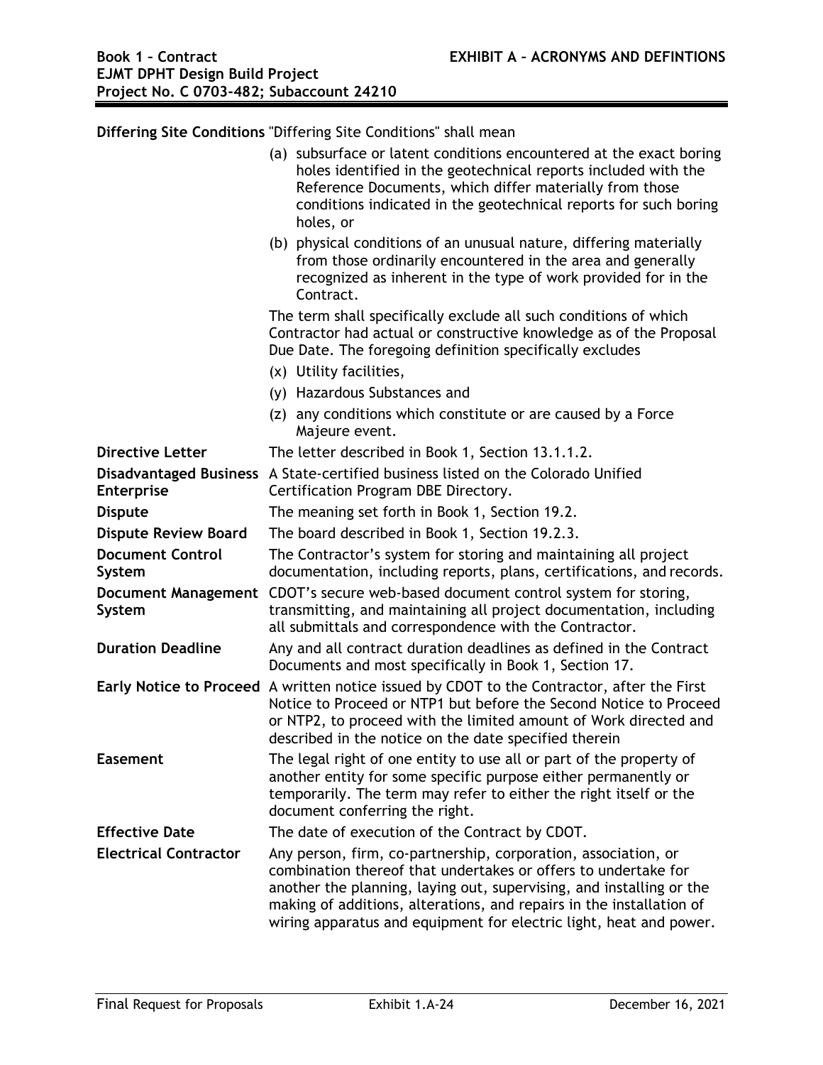| Term | Definition |
|---|---|
| **Differing Site Conditions** | "Differing Site Conditions" shall mean<br>(a) subsurface or latent conditions encountered at the exact boring holes identified in the geotechnical reports included with the Reference Documents, which differ materially from those conditions indicated in the geotechnical reports for such boring holes, or<br>(b) physical conditions of an unusual nature, differing materially from those ordinarily encountered in the area and generally recognized as inherent in the type of work provided for in the Contract.<br>The term shall specifically exclude all such conditions of which Contractor had actual or constructive knowledge as of the Proposal Due Date. The foregoing definition specifically excludes<br>(x) Utility facilities,<br>(y) Hazardous Substances and<br>(z) any conditions which constitute or are caused by a Force Majeure event. |
| **Directive Letter** | The letter described in Book 1, Section 13.1.1.2. |
| **Disadvantaged Business Enterprise** | A State-certified business listed on the Colorado Unified Certification Program DBE Directory. |
| **Dispute** | The meaning set forth in Book 1, Section 19.2. |
| **Dispute Review Board** | The board described in Book 1, Section 19.2.3. |
| **Document Control System** | The Contractor's system for storing and maintaining all project documentation, including reports, plans, certifications, and records. |
| **Document Management System** | CDOT's secure web-based document control system for storing, transmitting, and maintaining all project documentation, including all submittals and correspondence with the Contractor. |
| **Duration Deadline** | Any and all contract duration deadlines as defined in the Contract Documents and most specifically in Book 1, Section 17. |
| **Early Notice to Proceed** | A written notice issued by CDOT to the Contractor, after the First Notice to Proceed or NTP1 but before the Second Notice to Proceed or NTP2, to proceed with the limited amount of Work directed and described in the notice on the date specified therein |
| **Easement** | The legal right of one entity to use all or part of the property of another entity for some specific purpose either permanently or temporarily. The term may refer to either the right itself or the document conferring the right. |
| **Effective Date** | The date of execution of the Contract by CDOT. |
| **Electrical Contractor** | Any person, firm, co-partnership, corporation, association, or combination thereof that undertakes or offers to undertake for another the planning, laying out, supervising, and installing or the making of additions, alterations, and repairs in the installation of wiring apparatus and equipment for electric light, heat and power. |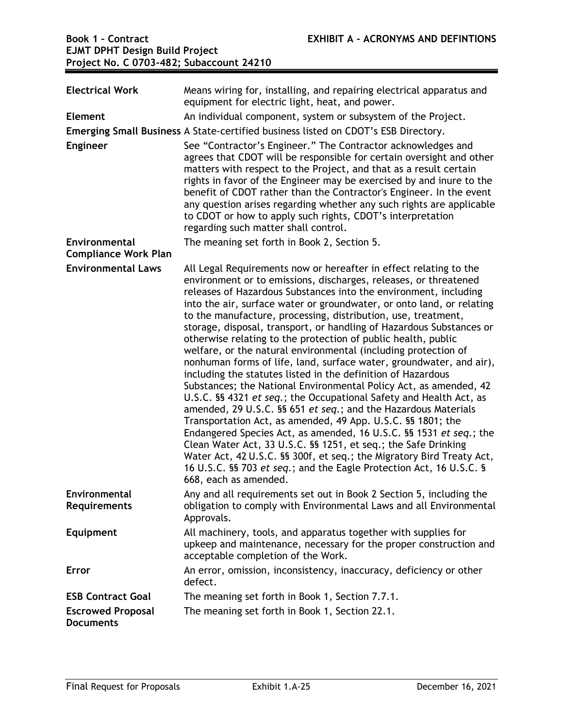| | |
|---|---|
| **Electrical Work** | Means wiring for, installing, and repairing electrical apparatus and equipment for electric light, heat, and power. |
| **Element** | An individual component, system or subsystem of the Project. |
| **Emerging Small Business** | A State-certified business listed on CDOT's ESB Directory. |
| **Engineer** | See "Contractor's Engineer." The Contractor acknowledges and agrees that CDOT will be responsible for certain oversight and other matters with respect to the Project, and that as a result certain rights in favor of the Engineer may be exercised by and inure to the benefit of CDOT rather than the Contractor's Engineer. In the event any question arises regarding whether any such rights are applicable to CDOT or how to apply such rights, CDOT's interpretation regarding such matter shall control. |
| **Environmental Compliance Work Plan** | The meaning set forth in Book 2, Section 5. |
| **Environmental Laws** | All Legal Requirements now or hereafter in effect relating to the environment or to emissions, discharges, releases, or threatened releases of Hazardous Substances into the environment, including into the air, surface water or groundwater, or onto land, or relating to the manufacture, processing, distribution, use, treatment, storage, disposal, transport, or handling of Hazardous Substances or otherwise relating to the protection of public health, public welfare, or the natural environmental (including protection of nonhuman forms of life, land, surface water, groundwater, and air), including the statutes listed in the definition of Hazardous Substances; the National Environmental Policy Act, as amended, 42 U.S.C. §§ 4321 *et seq.*; the Occupational Safety and Health Act, as amended, 29 U.S.C. §§ 651 *et seq.*; and the Hazardous Materials Transportation Act, as amended, 49 App. U.S.C. §§ 1801; the Endangered Species Act, as amended, 16 U.S.C. §§ 1531 *et seq.*; the Clean Water Act, 33 U.S.C. §§ 1251, et seq.; the Safe Drinking Water Act, 42 U.S.C. §§ 300f, et seq.; the Migratory Bird Treaty Act, 16 U.S.C. §§ 703 *et seq.*; and the Eagle Protection Act, 16 U.S.C. § 668, each as amended. |
| **Environmental Requirements** | Any and all requirements set out in Book 2 Section 5, including the obligation to comply with Environmental Laws and all Environmental Approvals. |
| **Equipment** | All machinery, tools, and apparatus together with supplies for upkeep and maintenance, necessary for the proper construction and acceptable completion of the Work. |
| **Error** | An error, omission, inconsistency, inaccuracy, deficiency or other defect. |
| **ESB Contract Goal** | The meaning set forth in Book 1, Section 7.7.1. |
| **Escrowed Proposal Documents** | The meaning set forth in Book 1, Section 22.1. |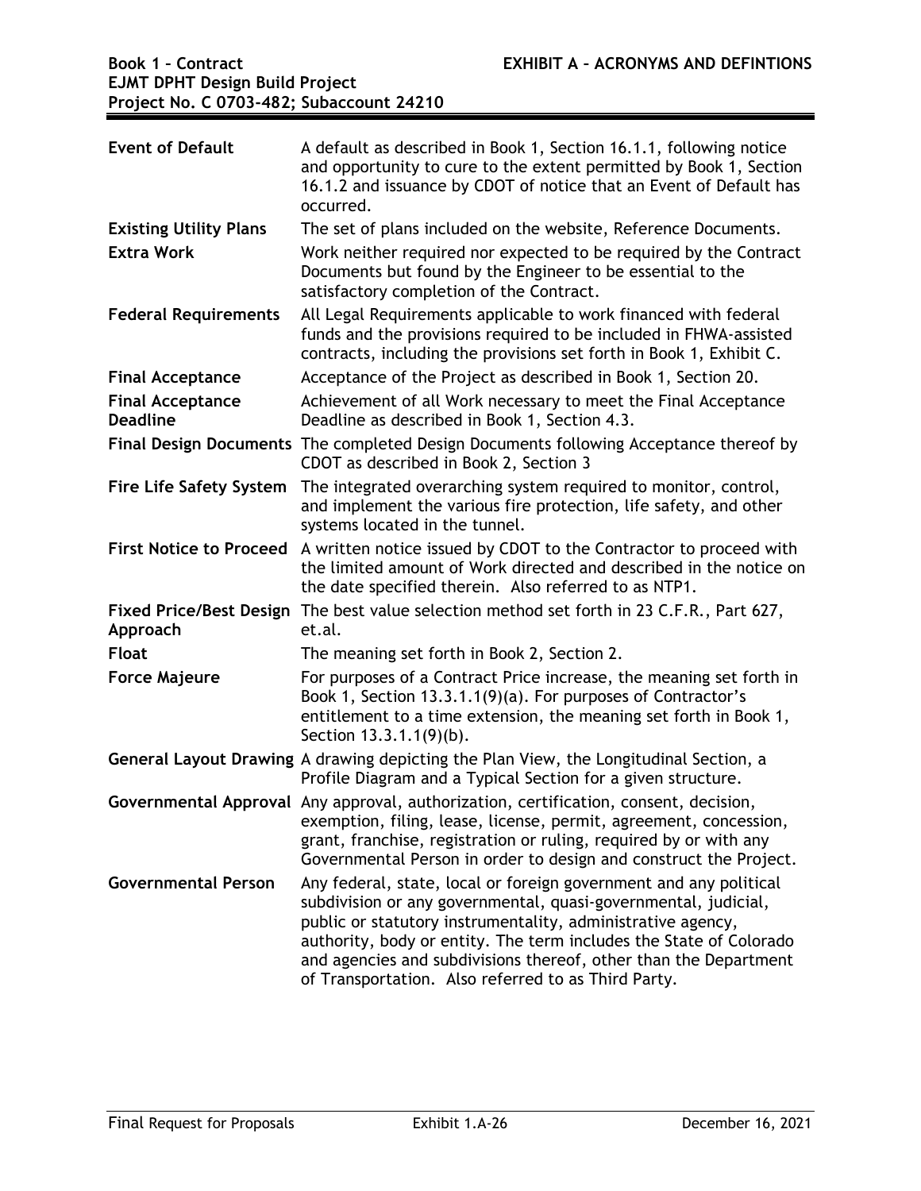| | |
|---|---|
| **Event of Default** | A default as described in Book 1, Section 16.1.1, following notice and opportunity to cure to the extent permitted by Book 1, Section 16.1.2 and issuance by CDOT of notice that an Event of Default has occurred. |
| **Existing Utility Plans** | The set of plans included on the website, Reference Documents. |
| **Extra Work** | Work neither required nor expected to be required by the Contract Documents but found by the Engineer to be essential to the satisfactory completion of the Contract. |
| **Federal Requirements** | All Legal Requirements applicable to work financed with federal funds and the provisions required to be included in FHWA-assisted contracts, including the provisions set forth in Book 1, Exhibit C. |
| **Final Acceptance** | Acceptance of the Project as described in Book 1, Section 20. |
| **Final Acceptance Deadline** | Achievement of all Work necessary to meet the Final Acceptance Deadline as described in Book 1, Section 4.3. |
| **Final Design Documents** | The completed Design Documents following Acceptance thereof by CDOT as described in Book 2, Section 3 |
| **Fire Life Safety System** | The integrated overarching system required to monitor, control, and implement the various fire protection, life safety, and other systems located in the tunnel. |
| **First Notice to Proceed** | A written notice issued by CDOT to the Contractor to proceed with the limited amount of Work directed and described in the notice on the date specified therein. Also referred to as NTP1. |
| **Fixed Price/Best Design Approach** | The best value selection method set forth in 23 C.F.R., Part 627, et.al. |
| **Float** | The meaning set forth in Book 2, Section 2. |
| **Force Majeure** | For purposes of a Contract Price increase, the meaning set forth in Book 1, Section 13.3.1.1(9)(a). For purposes of Contractor's entitlement to a time extension, the meaning set forth in Book 1, Section 13.3.1.1(9)(b). |
| **General Layout Drawing** | A drawing depicting the Plan View, the Longitudinal Section, a Profile Diagram and a Typical Section for a given structure. |
| **Governmental Approval** | Any approval, authorization, certification, consent, decision, exemption, filing, lease, license, permit, agreement, concession, grant, franchise, registration or ruling, required by or with any Governmental Person in order to design and construct the Project. |
| **Governmental Person** | Any federal, state, local or foreign government and any political subdivision or any governmental, quasi-governmental, judicial, public or statutory instrumentality, administrative agency, authority, body or entity. The term includes the State of Colorado and agencies and subdivisions thereof, other than the Department of Transportation. Also referred to as Third Party. |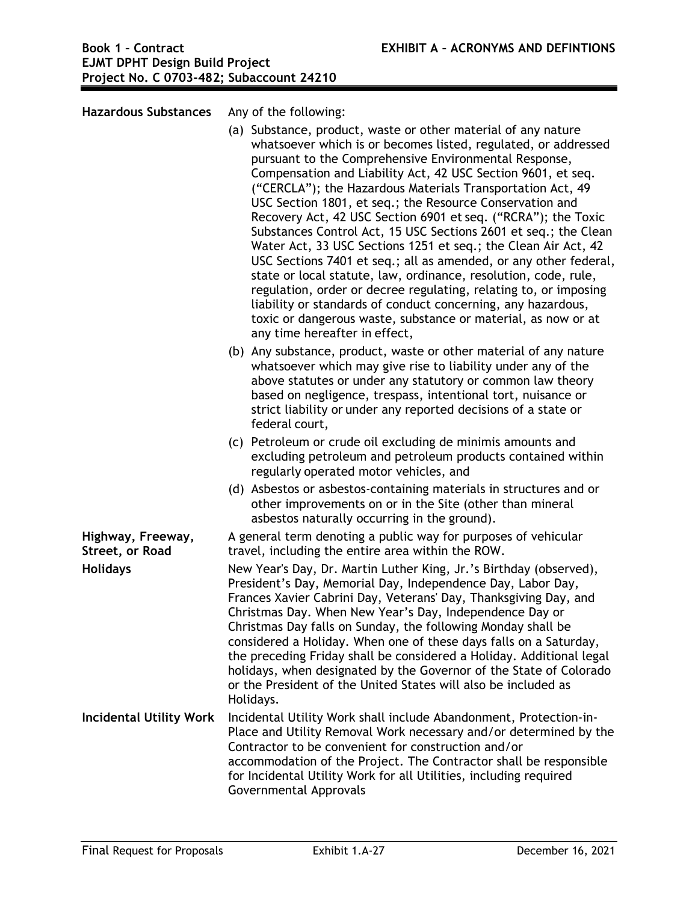| | |
|---|---|
| **Hazardous Substances** | Any of the following:<br>(a) Substance, product, waste or other material of any nature whatsoever which is or becomes listed, regulated, or addressed pursuant to the Comprehensive Environmental Response, Compensation and Liability Act, 42 USC Section 9601, et seq. ("CERCLA"); the Hazardous Materials Transportation Act, 49 USC Section 1801, et seq.; the Resource Conservation and Recovery Act, 42 USC Section 6901 et seq. ("RCRA"); the Toxic Substances Control Act, 15 USC Sections 2601 et seq.; the Clean Water Act, 33 USC Sections 1251 et seq.; the Clean Air Act, 42 USC Sections 7401 et seq.; all as amended, or any other federal, state or local statute, law, ordinance, resolution, code, rule, regulation, order or decree regulating, relating to, or imposing liability or standards of conduct concerning, any hazardous, toxic or dangerous waste, substance or material, as now or at any time hereafter in effect,<br>(b) Any substance, product, waste or other material of any nature whatsoever which may give rise to liability under any of the above statutes or under any statutory or common law theory based on negligence, trespass, intentional tort, nuisance or strict liability or under any reported decisions of a state or federal court,<br>(c) Petroleum or crude oil excluding de minimis amounts and excluding petroleum and petroleum products contained within regularly operated motor vehicles, and<br>(d) Asbestos or asbestos-containing materials in structures and or other improvements on or in the Site (other than mineral asbestos naturally occurring in the ground). |
| **Highway, Freeway, Street, or Road** | A general term denoting a public way for purposes of vehicular travel, including the entire area within the ROW. |
| **Holidays** | New Year's Day, Dr. Martin Luther King, Jr.'s Birthday (observed), President's Day, Memorial Day, Independence Day, Labor Day, Frances Xavier Cabrini Day, Veterans' Day, Thanksgiving Day, and Christmas Day. When New Year's Day, Independence Day or Christmas Day falls on Sunday, the following Monday shall be considered a Holiday. When one of these days falls on a Saturday, the preceding Friday shall be considered a Holiday. Additional legal holidays, when designated by the Governor of the State of Colorado or the President of the United States will also be included as Holidays. |
| **Incidental Utility Work** | Incidental Utility Work shall include Abandonment, Protection-in-Place and Utility Removal Work necessary and/or determined by the Contractor to be convenient for construction and/or accommodation of the Project. The Contractor shall be responsible for Incidental Utility Work for all Utilities, including required Governmental Approvals |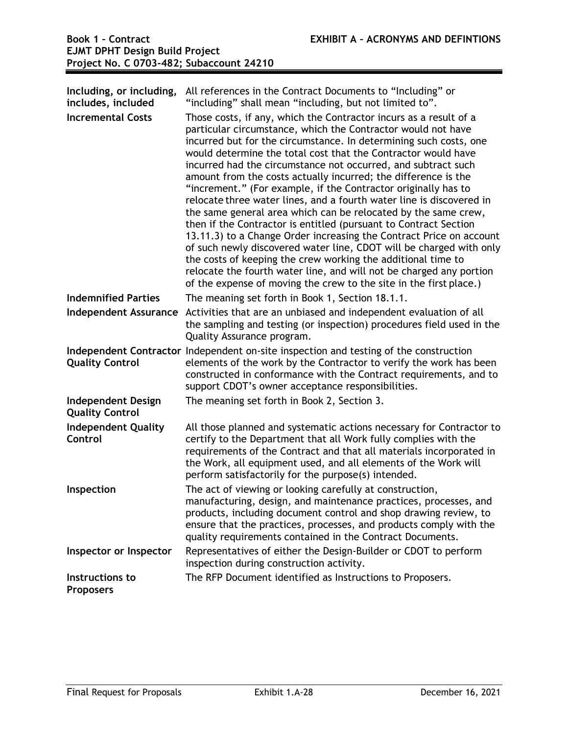| | |
|---|---|
| **Including, or including, includes, included** | All references in the Contract Documents to "Including" or "including" shall mean "including, but not limited to". |
| **Incremental Costs** | Those costs, if any, which the Contractor incurs as a result of a particular circumstance, which the Contractor would not have incurred but for the circumstance. In determining such costs, one would determine the total cost that the Contractor would have incurred had the circumstance not occurred, and subtract such amount from the costs actually incurred; the difference is the "increment." (For example, if the Contractor originally has to relocate three water lines, and a fourth water line is discovered in the same general area which can be relocated by the same crew, then if the Contractor is entitled (pursuant to Contract Section 13.11.3) to a Change Order increasing the Contract Price on account of such newly discovered water line, CDOT will be charged with only the costs of keeping the crew working the additional time to relocate the fourth water line, and will not be charged any portion of the expense of moving the crew to the site in the first place.) |
| **Indemnified Parties** | The meaning set forth in Book 1, Section 18.1.1. |
| **Independent Assurance** | Activities that are an unbiased and independent evaluation of all the sampling and testing (or inspection) procedures field used in the Quality Assurance program. |
| **Independent Contractor Quality Control** | Independent on-site inspection and testing of the construction elements of the work by the Contractor to verify the work has been constructed in conformance with the Contract requirements, and to support CDOT's owner acceptance responsibilities. |
| **Independent Design Quality Control** | The meaning set forth in Book 2, Section 3. |
| **Independent Quality Control** | All those planned and systematic actions necessary for Contractor to certify to the Department that all Work fully complies with the requirements of the Contract and that all materials incorporated in the Work, all equipment used, and all elements of the Work will perform satisfactorily for the purpose(s) intended. |
| **Inspection** | The act of viewing or looking carefully at construction, manufacturing, design, and maintenance practices, processes, and products, including document control and shop drawing review, to ensure that the practices, processes, and products comply with the quality requirements contained in the Contract Documents. |
| **Inspector or Inspector** | Representatives of either the Design-Builder or CDOT to perform inspection during construction activity. |
| **Instructions to Proposers** | The RFP Document identified as Instructions to Proposers. |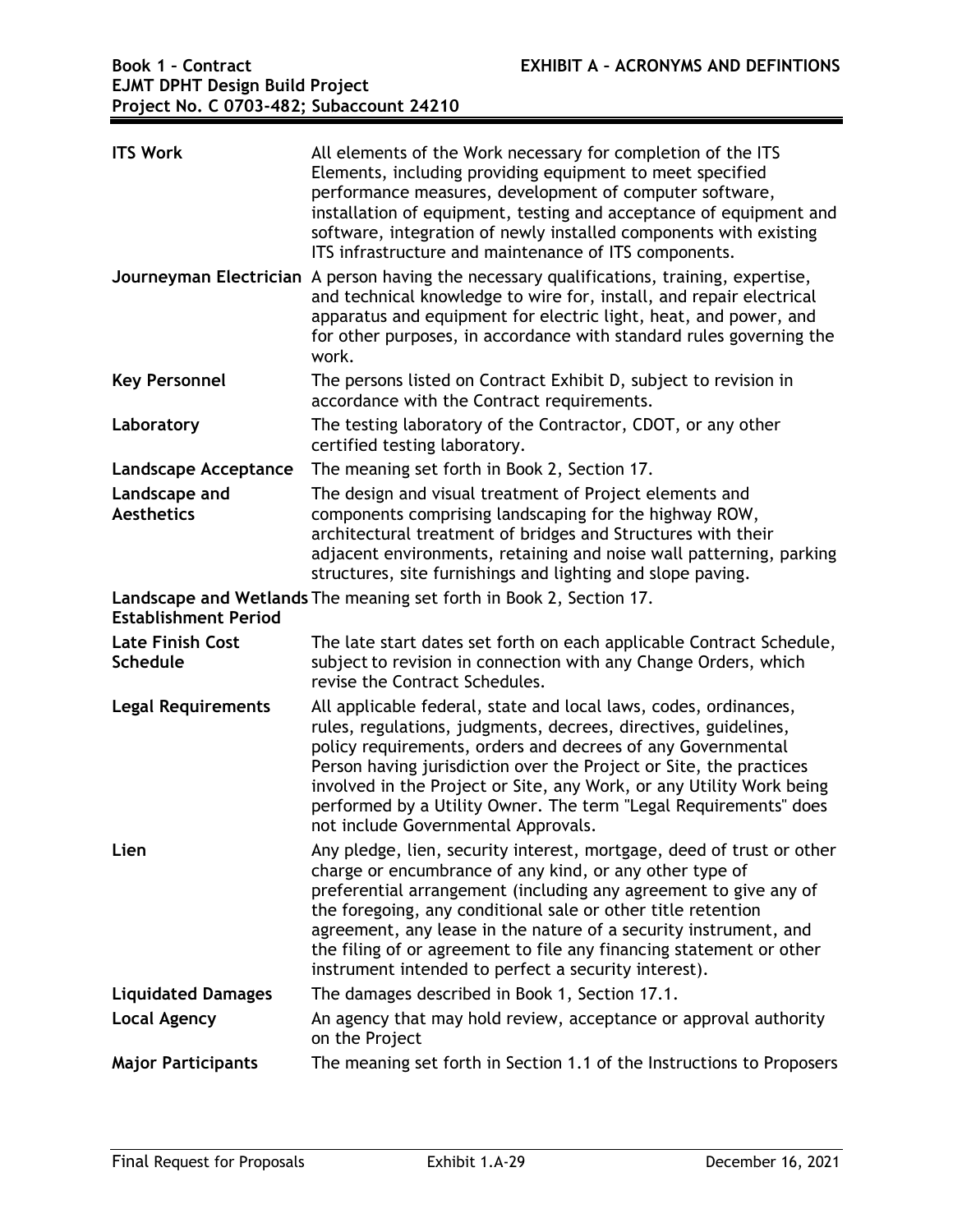| Term | Definition |
|---|---|
| **ITS Work** | All elements of the Work necessary for completion of the ITS Elements, including providing equipment to meet specified performance measures, development of computer software, installation of equipment, testing and acceptance of equipment and software, integration of newly installed components with existing ITS infrastructure and maintenance of ITS components. |
| **Journeyman Electrician** | A person having the necessary qualifications, training, expertise, and technical knowledge to wire for, install, and repair electrical apparatus and equipment for electric light, heat, and power, and for other purposes, in accordance with standard rules governing the work. |
| **Key Personnel** | The persons listed on Contract Exhibit D, subject to revision in accordance with the Contract requirements. |
| **Laboratory** | The testing laboratory of the Contractor, CDOT, or any other certified testing laboratory. |
| **Landscape Acceptance** | The meaning set forth in Book 2, Section 17. |
| **Landscape and Aesthetics** | The design and visual treatment of Project elements and components comprising landscaping for the highway ROW, architectural treatment of bridges and Structures with their adjacent environments, retaining and noise wall patterning, parking structures, site furnishings and lighting and slope paving. |
| **Landscape and Wetlands Establishment Period** | The meaning set forth in Book 2, Section 17. |
| **Late Finish Cost Schedule** | The late start dates set forth on each applicable Contract Schedule, subject to revision in connection with any Change Orders, which revise the Contract Schedules. |
| **Legal Requirements** | All applicable federal, state and local laws, codes, ordinances, rules, regulations, judgments, decrees, directives, guidelines, policy requirements, orders and decrees of any Governmental Person having jurisdiction over the Project or Site, the practices involved in the Project or Site, any Work, or any Utility Work being performed by a Utility Owner. The term "Legal Requirements" does not include Governmental Approvals. |
| **Lien** | Any pledge, lien, security interest, mortgage, deed of trust or other charge or encumbrance of any kind, or any other type of preferential arrangement (including any agreement to give any of the foregoing, any conditional sale or other title retention agreement, any lease in the nature of a security instrument, and the filing of or agreement to file any financing statement or other instrument intended to perfect a security interest). |
| **Liquidated Damages** | The damages described in Book 1, Section 17.1. |
| **Local Agency** | An agency that may hold review, acceptance or approval authority on the Project |
| **Major Participants** | The meaning set forth in Section 1.1 of the Instructions to Proposers |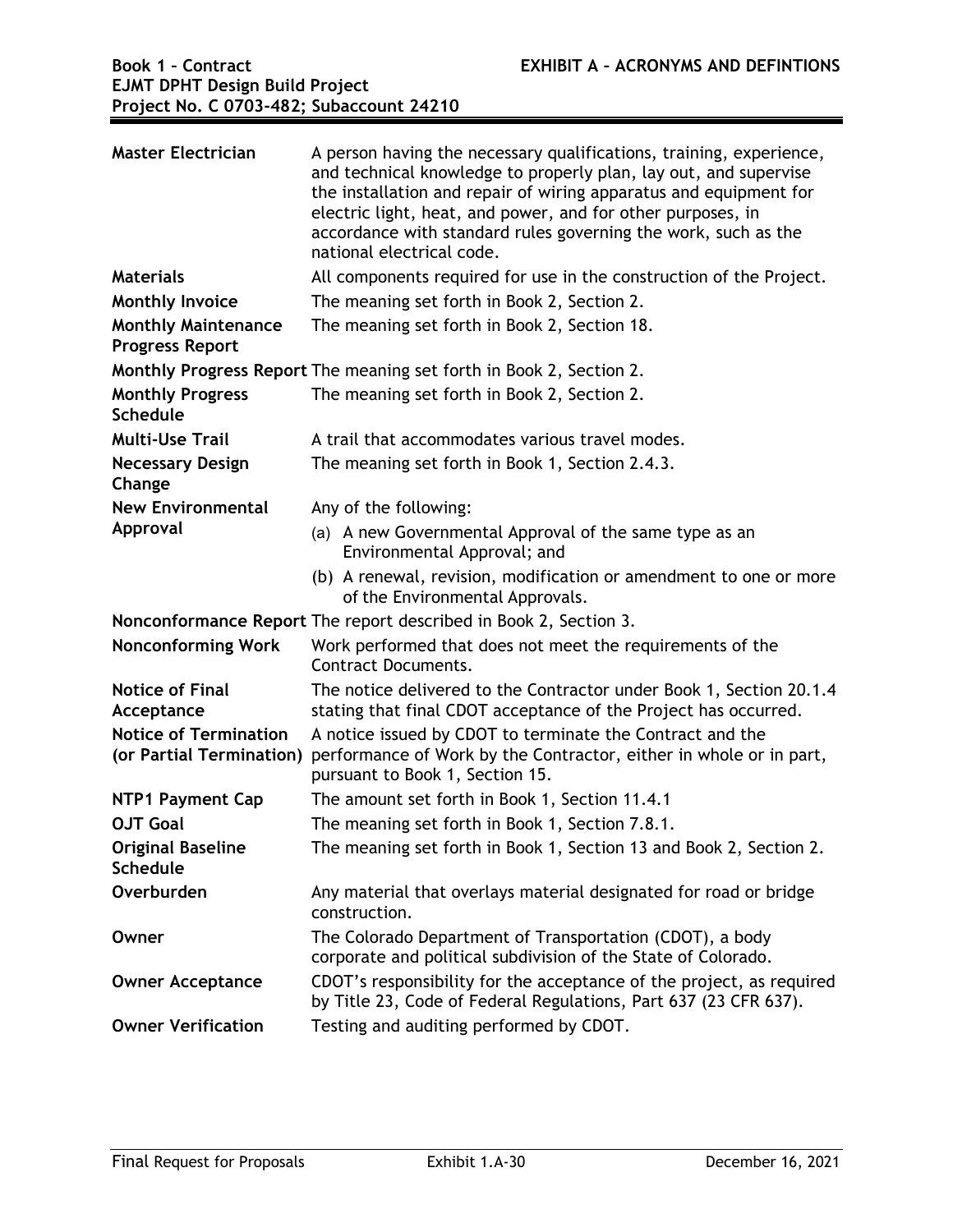| Term | Definition |
|---|---|
| **Master Electrician** | A person having the necessary qualifications, training, experience, and technical knowledge to properly plan, lay out, and supervise the installation and repair of wiring apparatus and equipment for electric light, heat, and power, and for other purposes, in accordance with standard rules governing the work, such as the national electrical code. |
| **Materials** | All components required for use in the construction of the Project. |
| **Monthly Invoice** | The meaning set forth in Book 2, Section 2. |
| **Monthly Maintenance Progress Report** | The meaning set forth in Book 2, Section 18. |
| **Monthly Progress Report** | The meaning set forth in Book 2, Section 2. |
| **Monthly Progress Schedule** | The meaning set forth in Book 2, Section 2. |
| **Multi-Use Trail** | A trail that accommodates various travel modes. |
| **Necessary Design Change** | The meaning set forth in Book 1, Section 2.4.3. |
| **New Environmental Approval** | Any of the following: (a) A new Governmental Approval of the same type as an Environmental Approval; and (b) A renewal, revision, modification or amendment to one or more of the Environmental Approvals. |
| **Nonconformance Report** | The report described in Book 2, Section 3. |
| **Nonconforming Work** | Work performed that does not meet the requirements of the Contract Documents. |
| **Notice of Final Acceptance** | The notice delivered to the Contractor under Book 1, Section 20.1.4 stating that final CDOT acceptance of the Project has occurred. |
| **Notice of Termination (or Partial Termination)** | A notice issued by CDOT to terminate the Contract and the performance of Work by the Contractor, either in whole or in part, pursuant to Book 1, Section 15. |
| **NTP1 Payment Cap** | The amount set forth in Book 1, Section 11.4.1 |
| **OJT Goal** | The meaning set forth in Book 1, Section 7.8.1. |
| **Original Baseline Schedule** | The meaning set forth in Book 1, Section 13 and Book 2, Section 2. |
| **Overburden** | Any material that overlays material designated for road or bridge construction. |
| **Owner** | The Colorado Department of Transportation (CDOT), a body corporate and political subdivision of the State of Colorado. |
| **Owner Acceptance** | CDOT's responsibility for the acceptance of the project, as required by Title 23, Code of Federal Regulations, Part 637 (23 CFR 637). |
| **Owner Verification** | Testing and auditing performed by CDOT. |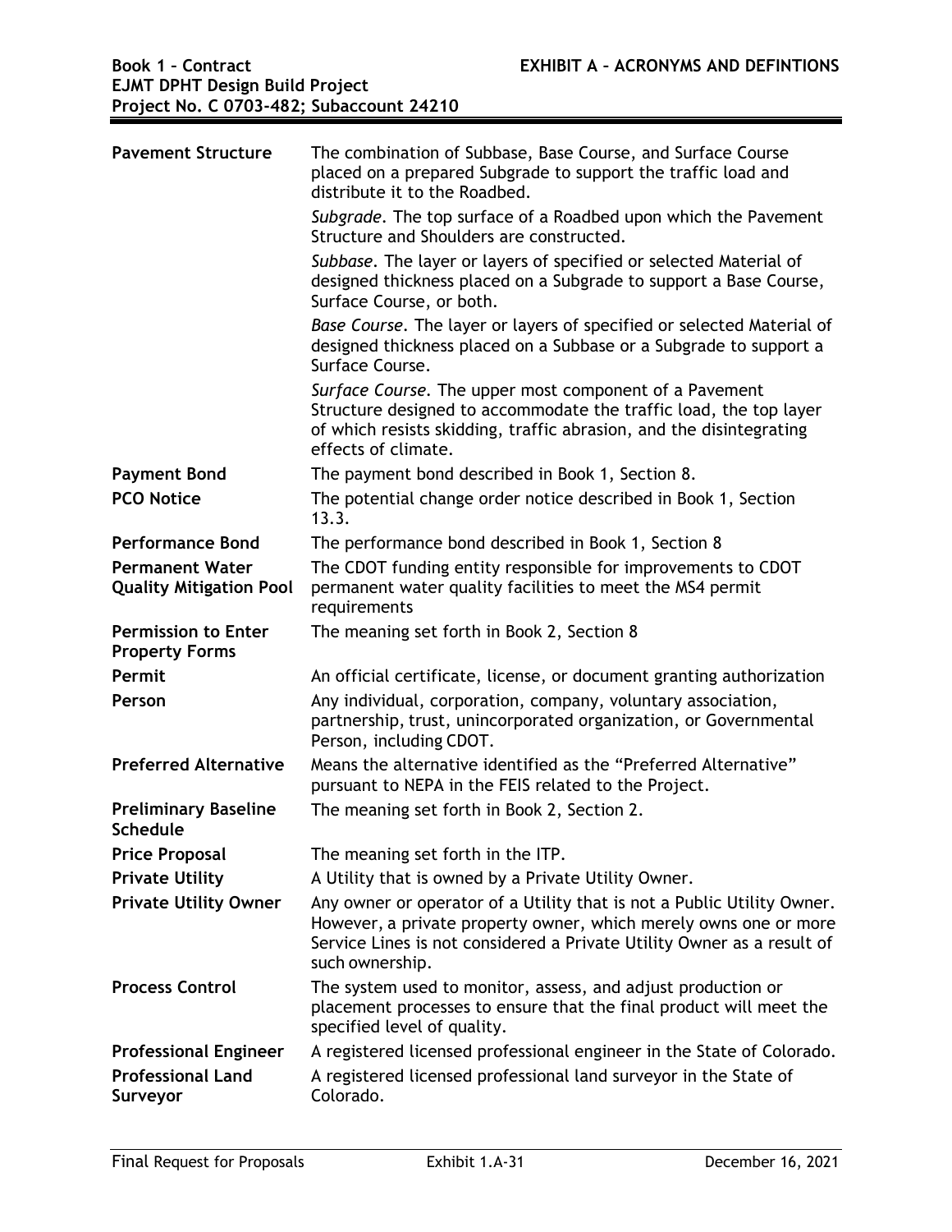| | |
|---|---|
| **Pavement Structure** | The combination of Subbase, Base Course, and Surface Course placed on a prepared Subgrade to support the traffic load and distribute it to the Roadbed.<br>*Subgrade*. The top surface of a Roadbed upon which the Pavement Structure and Shoulders are constructed.<br>*Subbase*. The layer or layers of specified or selected Material of designed thickness placed on a Subgrade to support a Base Course, Surface Course, or both.<br>*Base Course*. The layer or layers of specified or selected Material of designed thickness placed on a Subbase or a Subgrade to support a Surface Course.<br>*Surface Course*. The upper most component of a Pavement Structure designed to accommodate the traffic load, the top layer of which resists skidding, traffic abrasion, and the disintegrating effects of climate. |
| **Payment Bond** | The payment bond described in Book 1, Section 8. |
| **PCO Notice** | The potential change order notice described in Book 1, Section 13.3. |
| **Performance Bond** | The performance bond described in Book 1, Section 8 |
| **Permanent Water Quality Mitigation Pool** | The CDOT funding entity responsible for improvements to CDOT permanent water quality facilities to meet the MS4 permit requirements |
| **Permission to Enter Property Forms** | The meaning set forth in Book 2, Section 8 |
| **Permit** | An official certificate, license, or document granting authorization |
| **Person** | Any individual, corporation, company, voluntary association, partnership, trust, unincorporated organization, or Governmental Person, including CDOT. |
| **Preferred Alternative** | Means the alternative identified as the "Preferred Alternative" pursuant to NEPA in the FEIS related to the Project. |
| **Preliminary Baseline Schedule** | The meaning set forth in Book 2, Section 2. |
| **Price Proposal** | The meaning set forth in the ITP. |
| **Private Utility** | A Utility that is owned by a Private Utility Owner. |
| **Private Utility Owner** | Any owner or operator of a Utility that is not a Public Utility Owner. However, a private property owner, which merely owns one or more Service Lines is not considered a Private Utility Owner as a result of such ownership. |
| **Process Control** | The system used to monitor, assess, and adjust production or placement processes to ensure that the final product will meet the specified level of quality. |
| **Professional Engineer** | A registered licensed professional engineer in the State of Colorado. |
| **Professional Land Surveyor** | A registered licensed professional land surveyor in the State of Colorado. |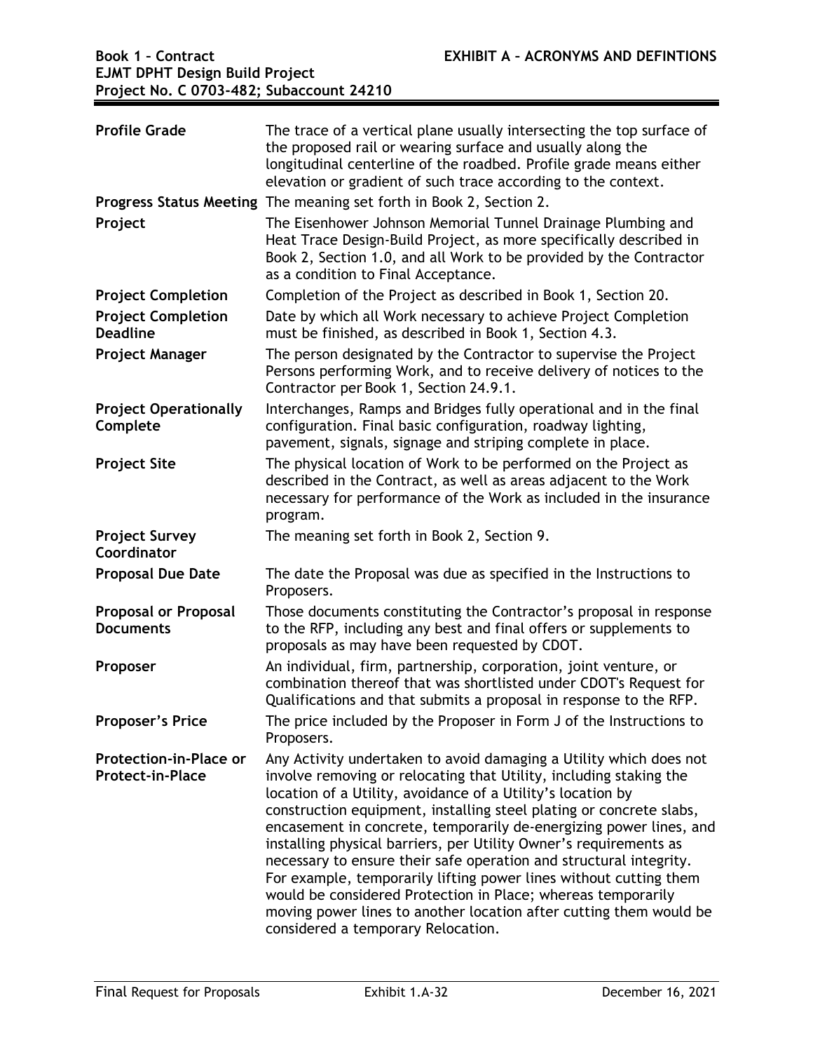| Term | Definition |
| --- | --- |
| **Profile Grade** | The trace of a vertical plane usually intersecting the top surface of the proposed rail or wearing surface and usually along the longitudinal centerline of the roadbed. Profile grade means either elevation or gradient of such trace according to the context. |
| **Progress Status Meeting** | The meaning set forth in Book 2, Section 2. |
| **Project** | The Eisenhower Johnson Memorial Tunnel Drainage Plumbing and Heat Trace Design-Build Project, as more specifically described in Book 2, Section 1.0, and all Work to be provided by the Contractor as a condition to Final Acceptance. |
| **Project Completion** | Completion of the Project as described in Book 1, Section 20. |
| **Project Completion Deadline** | Date by which all Work necessary to achieve Project Completion must be finished, as described in Book 1, Section 4.3. |
| **Project Manager** | The person designated by the Contractor to supervise the Project Persons performing Work, and to receive delivery of notices to the Contractor per Book 1, Section 24.9.1. |
| **Project Operationally Complete** | Interchanges, Ramps and Bridges fully operational and in the final configuration. Final basic configuration, roadway lighting, pavement, signals, signage and striping complete in place. |
| **Project Site** | The physical location of Work to be performed on the Project as described in the Contract, as well as areas adjacent to the Work necessary for performance of the Work as included in the insurance program. |
| **Project Survey Coordinator** | The meaning set forth in Book 2, Section 9. |
| **Proposal Due Date** | The date the Proposal was due as specified in the Instructions to Proposers. |
| **Proposal or Proposal Documents** | Those documents constituting the Contractor's proposal in response to the RFP, including any best and final offers or supplements to proposals as may have been requested by CDOT. |
| **Proposer** | An individual, firm, partnership, corporation, joint venture, or combination thereof that was shortlisted under CDOT's Request for Qualifications and that submits a proposal in response to the RFP. |
| **Proposer's Price** | The price included by the Proposer in Form J of the Instructions to Proposers. |
| **Protection-in-Place or Protect-in-Place** | Any Activity undertaken to avoid damaging a Utility which does not involve removing or relocating that Utility, including staking the location of a Utility, avoidance of a Utility's location by construction equipment, installing steel plating or concrete slabs, encasement in concrete, temporarily de-energizing power lines, and installing physical barriers, per Utility Owner's requirements as necessary to ensure their safe operation and structural integrity. For example, temporarily lifting power lines without cutting them would be considered Protection in Place; whereas temporarily moving power lines to another location after cutting them would be considered a temporary Relocation. |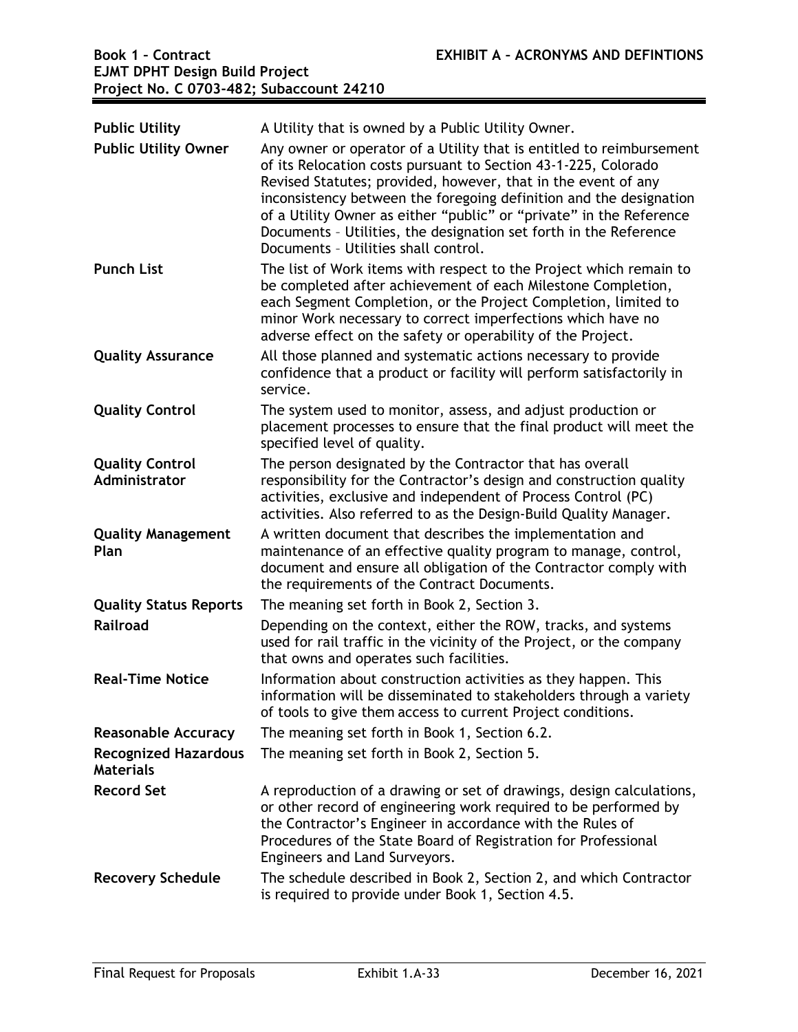| | |
|---|---|
| **Public Utility** | A Utility that is owned by a Public Utility Owner. |
| **Public Utility Owner** | Any owner or operator of a Utility that is entitled to reimbursement of its Relocation costs pursuant to Section 43-1-225, Colorado Revised Statutes; provided, however, that in the event of any inconsistency between the foregoing definition and the designation of a Utility Owner as either "public" or "private" in the Reference Documents – Utilities, the designation set forth in the Reference Documents – Utilities shall control. |
| **Punch List** | The list of Work items with respect to the Project which remain to be completed after achievement of each Milestone Completion, each Segment Completion, or the Project Completion, limited to minor Work necessary to correct imperfections which have no adverse effect on the safety or operability of the Project. |
| **Quality Assurance** | All those planned and systematic actions necessary to provide confidence that a product or facility will perform satisfactorily in service. |
| **Quality Control** | The system used to monitor, assess, and adjust production or placement processes to ensure that the final product will meet the specified level of quality. |
| **Quality Control Administrator** | The person designated by the Contractor that has overall responsibility for the Contractor's design and construction quality activities, exclusive and independent of Process Control (PC) activities. Also referred to as the Design-Build Quality Manager. |
| **Quality Management Plan** | A written document that describes the implementation and maintenance of an effective quality program to manage, control, document and ensure all obligation of the Contractor comply with the requirements of the Contract Documents. |
| **Quality Status Reports** | The meaning set forth in Book 2, Section 3. |
| **Railroad** | Depending on the context, either the ROW, tracks, and systems used for rail traffic in the vicinity of the Project, or the company that owns and operates such facilities. |
| **Real-Time Notice** | Information about construction activities as they happen. This information will be disseminated to stakeholders through a variety of tools to give them access to current Project conditions. |
| **Reasonable Accuracy** | The meaning set forth in Book 1, Section 6.2. |
| **Recognized Hazardous Materials** | The meaning set forth in Book 2, Section 5. |
| **Record Set** | A reproduction of a drawing or set of drawings, design calculations, or other record of engineering work required to be performed by the Contractor's Engineer in accordance with the Rules of Procedures of the State Board of Registration for Professional Engineers and Land Surveyors. |
| **Recovery Schedule** | The schedule described in Book 2, Section 2, and which Contractor is required to provide under Book 1, Section 4.5. |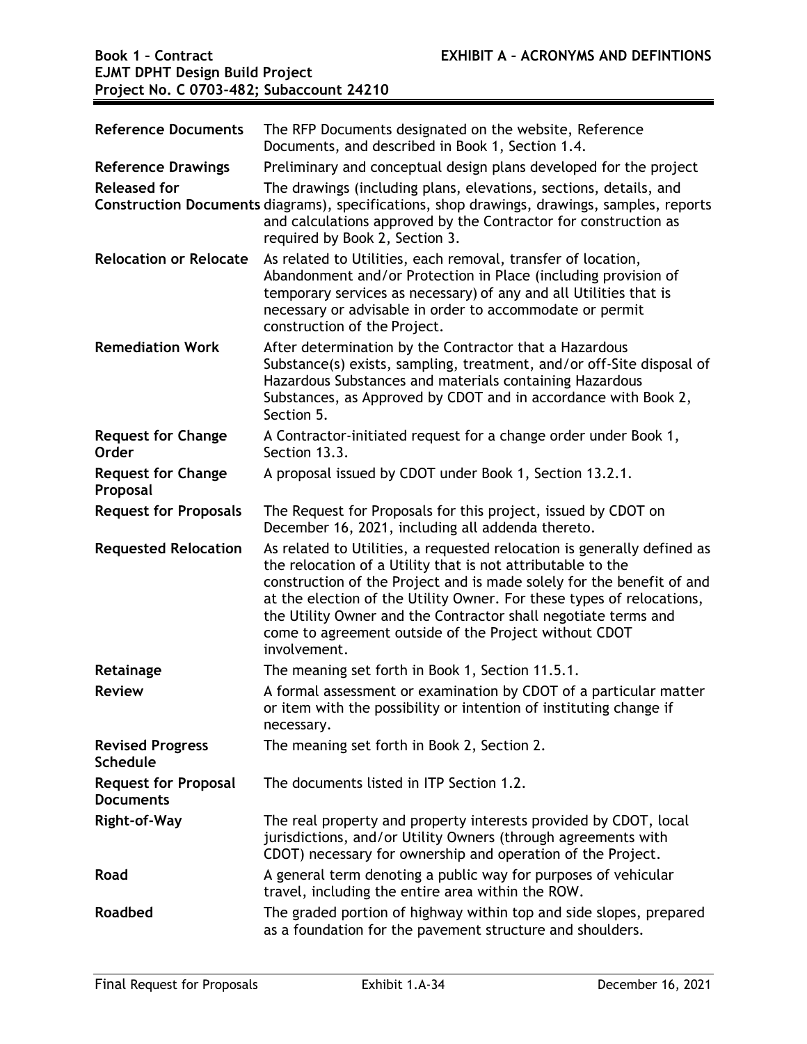| | |
|---|---|
| **Reference Documents** | The RFP Documents designated on the website, Reference Documents, and described in Book 1, Section 1.4. |
| **Reference Drawings** | Preliminary and conceptual design plans developed for the project |
| **Released for Construction Documents** | The drawings (including plans, elevations, sections, details, and diagrams), specifications, shop drawings, drawings, samples, reports and calculations approved by the Contractor for construction as required by Book 2, Section 3. |
| **Relocation or Relocate** | As related to Utilities, each removal, transfer of location, Abandonment and/or Protection in Place (including provision of temporary services as necessary) of any and all Utilities that is necessary or advisable in order to accommodate or permit construction of the Project. |
| **Remediation Work** | After determination by the Contractor that a Hazardous Substance(s) exists, sampling, treatment, and/or off-Site disposal of Hazardous Substances and materials containing Hazardous Substances, as Approved by CDOT and in accordance with Book 2, Section 5. |
| **Request for Change Order** | A Contractor-initiated request for a change order under Book 1, Section 13.3. |
| **Request for Change Proposal** | A proposal issued by CDOT under Book 1, Section 13.2.1. |
| **Request for Proposals** | The Request for Proposals for this project, issued by CDOT on December 16, 2021, including all addenda thereto. |
| **Requested Relocation** | As related to Utilities, a requested relocation is generally defined as the relocation of a Utility that is not attributable to the construction of the Project and is made solely for the benefit of and at the election of the Utility Owner. For these types of relocations, the Utility Owner and the Contractor shall negotiate terms and come to agreement outside of the Project without CDOT involvement. |
| **Retainage** | The meaning set forth in Book 1, Section 11.5.1. |
| **Review** | A formal assessment or examination by CDOT of a particular matter or item with the possibility or intention of instituting change if necessary. |
| **Revised Progress Schedule** | The meaning set forth in Book 2, Section 2. |
| **Request for Proposal Documents** | The documents listed in ITP Section 1.2. |
| **Right-of-Way** | The real property and property interests provided by CDOT, local jurisdictions, and/or Utility Owners (through agreements with CDOT) necessary for ownership and operation of the Project. |
| **Road** | A general term denoting a public way for purposes of vehicular travel, including the entire area within the ROW. |
| **Roadbed** | The graded portion of highway within top and side slopes, prepared as a foundation for the pavement structure and shoulders. |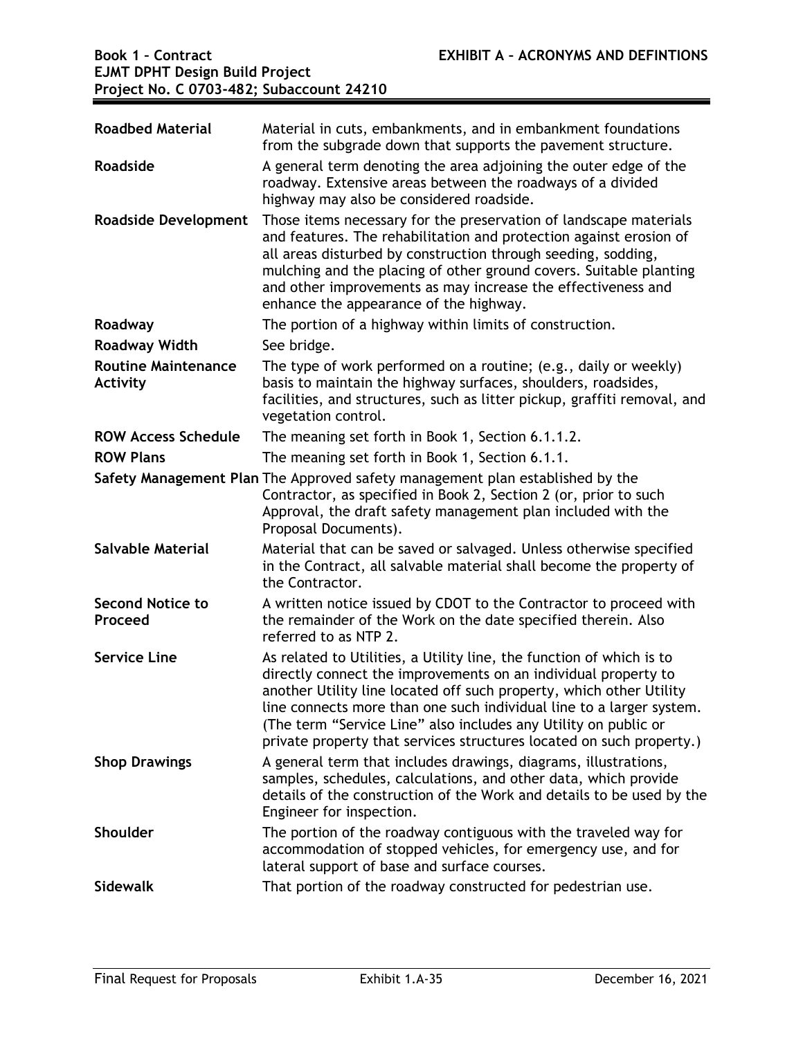| | |
|---|---|
| **Roadbed Material** | Material in cuts, embankments, and in embankment foundations from the subgrade down that supports the pavement structure. |
| **Roadside** | A general term denoting the area adjoining the outer edge of the roadway. Extensive areas between the roadways of a divided highway may also be considered roadside. |
| **Roadside Development** | Those items necessary for the preservation of landscape materials and features. The rehabilitation and protection against erosion of all areas disturbed by construction through seeding, sodding, mulching and the placing of other ground covers. Suitable planting and other improvements as may increase the effectiveness and enhance the appearance of the highway. |
| **Roadway** | The portion of a highway within limits of construction. |
| **Roadway Width** | See bridge. |
| **Routine Maintenance Activity** | The type of work performed on a routine; (e.g., daily or weekly) basis to maintain the highway surfaces, shoulders, roadsides, facilities, and structures, such as litter pickup, graffiti removal, and vegetation control. |
| **ROW Access Schedule** | The meaning set forth in Book 1, Section 6.1.1.2. |
| **ROW Plans** | The meaning set forth in Book 1, Section 6.1.1. |
| **Safety Management Plan** | The Approved safety management plan established by the Contractor, as specified in Book 2, Section 2 (or, prior to such Approval, the draft safety management plan included with the Proposal Documents). |
| **Salvable Material** | Material that can be saved or salvaged. Unless otherwise specified in the Contract, all salvable material shall become the property of the Contractor. |
| **Second Notice to Proceed** | A written notice issued by CDOT to the Contractor to proceed with the remainder of the Work on the date specified therein. Also referred to as NTP 2. |
| **Service Line** | As related to Utilities, a Utility line, the function of which is to directly connect the improvements on an individual property to another Utility line located off such property, which other Utility line connects more than one such individual line to a larger system. (The term "Service Line" also includes any Utility on public or private property that services structures located on such property.) |
| **Shop Drawings** | A general term that includes drawings, diagrams, illustrations, samples, schedules, calculations, and other data, which provide details of the construction of the Work and details to be used by the Engineer for inspection. |
| **Shoulder** | The portion of the roadway contiguous with the traveled way for accommodation of stopped vehicles, for emergency use, and for lateral support of base and surface courses. |
| **Sidewalk** | That portion of the roadway constructed for pedestrian use. |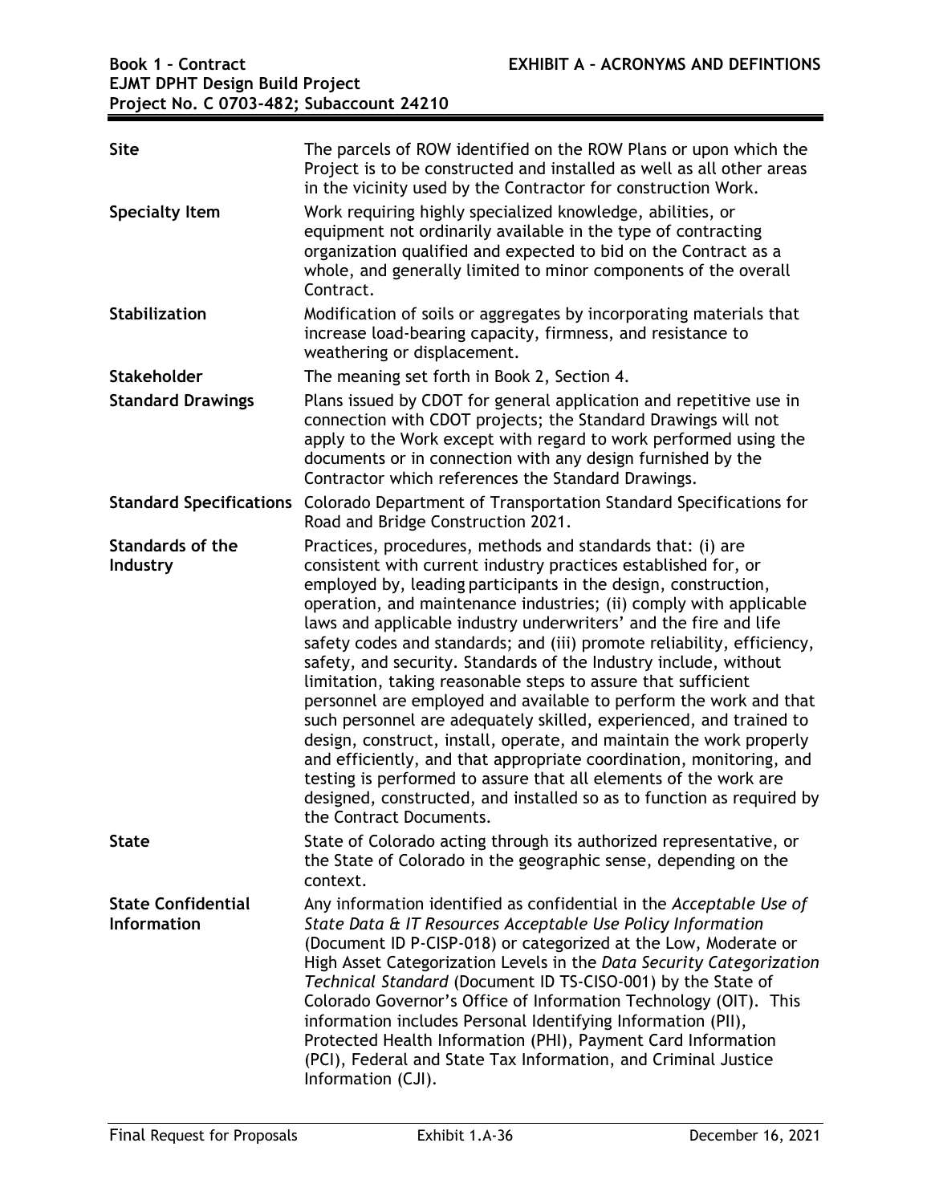| | |
|---|---|
| **Site** | The parcels of ROW identified on the ROW Plans or upon which the Project is to be constructed and installed as well as all other areas in the vicinity used by the Contractor for construction Work. |
| **Specialty Item** | Work requiring highly specialized knowledge, abilities, or equipment not ordinarily available in the type of contracting organization qualified and expected to bid on the Contract as a whole, and generally limited to minor components of the overall Contract. |
| **Stabilization** | Modification of soils or aggregates by incorporating materials that increase load-bearing capacity, firmness, and resistance to weathering or displacement. |
| **Stakeholder** | The meaning set forth in Book 2, Section 4. |
| **Standard Drawings** | Plans issued by CDOT for general application and repetitive use in connection with CDOT projects; the Standard Drawings will not apply to the Work except with regard to work performed using the documents or in connection with any design furnished by the Contractor which references the Standard Drawings. |
| **Standard Specifications** | Colorado Department of Transportation Standard Specifications for Road and Bridge Construction 2021. |
| **Standards of the Industry** | Practices, procedures, methods and standards that: (i) are consistent with current industry practices established for, or employed by, leading participants in the design, construction, operation, and maintenance industries; (ii) comply with applicable laws and applicable industry underwriters' and the fire and life safety codes and standards; and (iii) promote reliability, efficiency, safety, and security. Standards of the Industry include, without limitation, taking reasonable steps to assure that sufficient personnel are employed and available to perform the work and that such personnel are adequately skilled, experienced, and trained to design, construct, install, operate, and maintain the work properly and efficiently, and that appropriate coordination, monitoring, and testing is performed to assure that all elements of the work are designed, constructed, and installed so as to function as required by the Contract Documents. |
| **State** | State of Colorado acting through its authorized representative, or the State of Colorado in the geographic sense, depending on the context. |
| **State Confidential Information** | Any information identified as confidential in the *Acceptable Use of State Data & IT Resources Acceptable Use Policy Information* (Document ID P-CISP-018) or categorized at the Low, Moderate or High Asset Categorization Levels in the *Data Security Categorization Technical Standard* (Document ID TS-CISO-001) by the State of Colorado Governor's Office of Information Technology (OIT). This information includes Personal Identifying Information (PII), Protected Health Information (PHI), Payment Card Information (PCI), Federal and State Tax Information, and Criminal Justice Information (CJI). |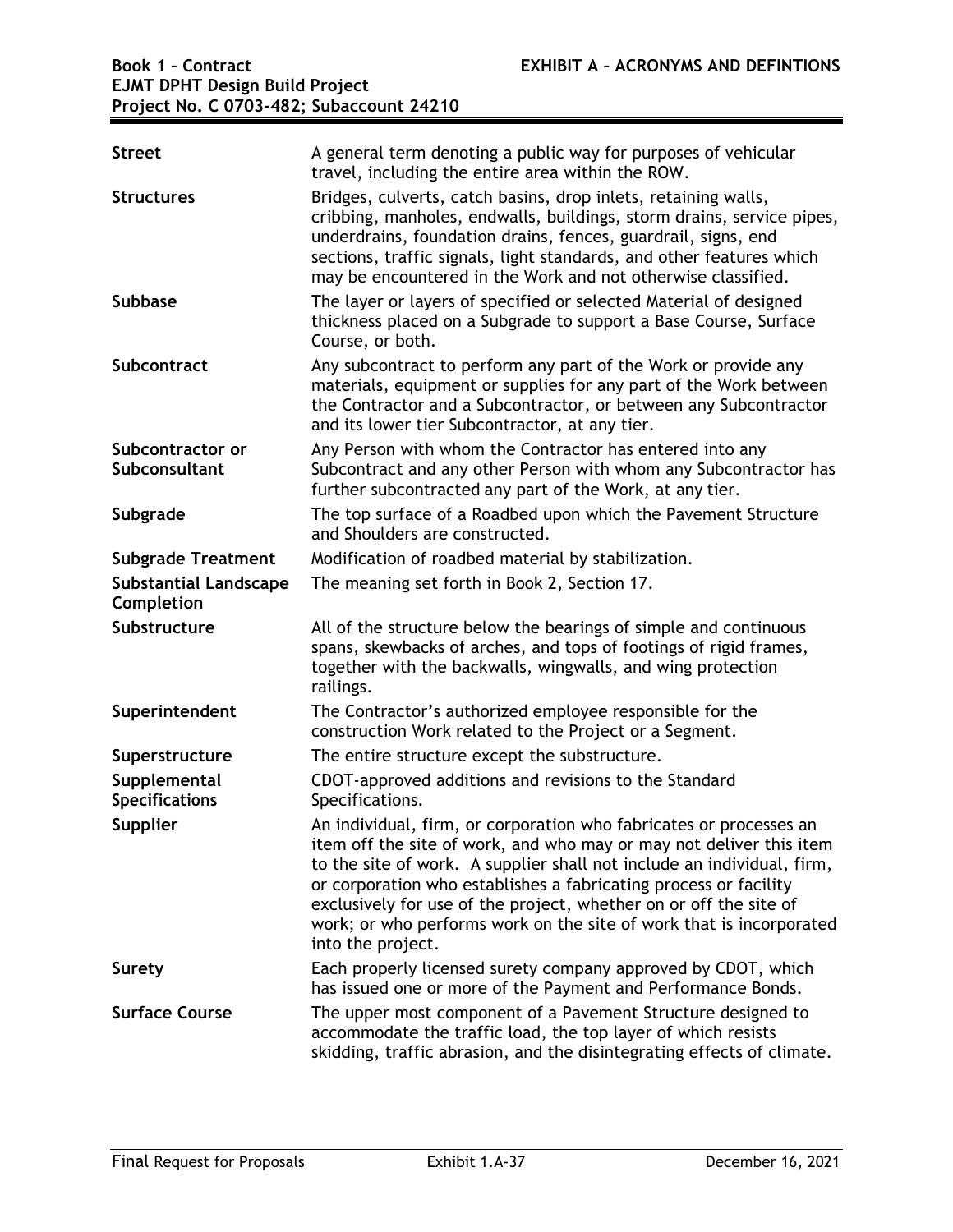| | |
|---|---|
| **Street** | A general term denoting a public way for purposes of vehicular travel, including the entire area within the ROW. |
| **Structures** | Bridges, culverts, catch basins, drop inlets, retaining walls, cribbing, manholes, endwalls, buildings, storm drains, service pipes, underdrains, foundation drains, fences, guardrail, signs, end sections, traffic signals, light standards, and other features which may be encountered in the Work and not otherwise classified. |
| **Subbase** | The layer or layers of specified or selected Material of designed thickness placed on a Subgrade to support a Base Course, Surface Course, or both. |
| **Subcontract** | Any subcontract to perform any part of the Work or provide any materials, equipment or supplies for any part of the Work between the Contractor and a Subcontractor, or between any Subcontractor and its lower tier Subcontractor, at any tier. |
| **Subcontractor or Subconsultant** | Any Person with whom the Contractor has entered into any Subcontract and any other Person with whom any Subcontractor has further subcontracted any part of the Work, at any tier. |
| **Subgrade** | The top surface of a Roadbed upon which the Pavement Structure and Shoulders are constructed. |
| **Subgrade Treatment** | Modification of roadbed material by stabilization. |
| **Substantial Landscape Completion** | The meaning set forth in Book 2, Section 17. |
| **Substructure** | All of the structure below the bearings of simple and continuous spans, skewbacks of arches, and tops of footings of rigid frames, together with the backwalls, wingwalls, and wing protection railings. |
| **Superintendent** | The Contractor's authorized employee responsible for the construction Work related to the Project or a Segment. |
| **Superstructure** | The entire structure except the substructure. |
| **Supplemental Specifications** | CDOT-approved additions and revisions to the Standard Specifications. |
| **Supplier** | An individual, firm, or corporation who fabricates or processes an item off the site of work, and who may or may not deliver this item to the site of work. A supplier shall not include an individual, firm, or corporation who establishes a fabricating process or facility exclusively for use of the project, whether on or off the site of work; or who performs work on the site of work that is incorporated into the project. |
| **Surety** | Each properly licensed surety company approved by CDOT, which has issued one or more of the Payment and Performance Bonds. |
| **Surface Course** | The upper most component of a Pavement Structure designed to accommodate the traffic load, the top layer of which resists skidding, traffic abrasion, and the disintegrating effects of climate. |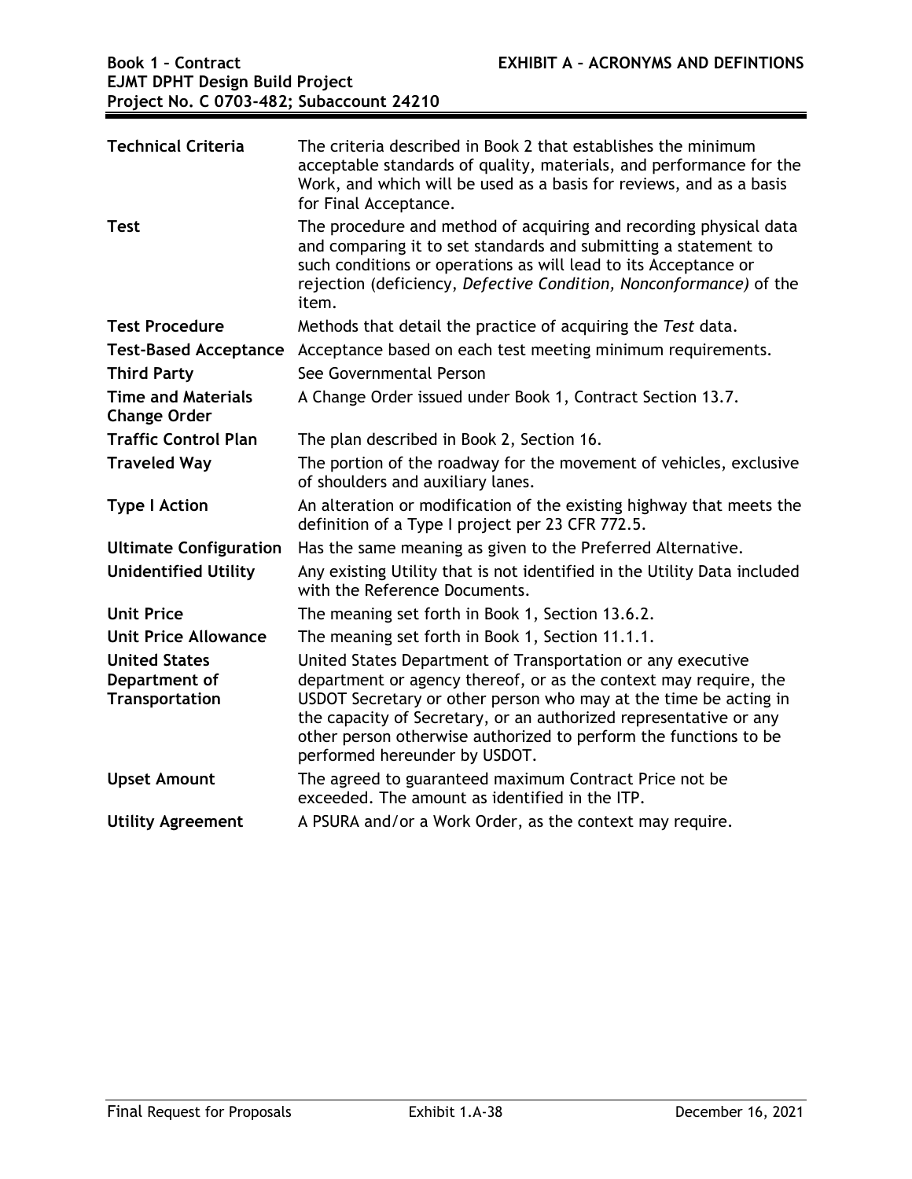| | |
|---|---|
| **Technical Criteria** | The criteria described in Book 2 that establishes the minimum acceptable standards of quality, materials, and performance for the Work, and which will be used as a basis for reviews, and as a basis for Final Acceptance. |
| **Test** | The procedure and method of acquiring and recording physical data and comparing it to set standards and submitting a statement to such conditions or operations as will lead to its Acceptance or rejection (deficiency, *Defective Condition, Nonconformance)* of the item. |
| **Test Procedure** | Methods that detail the practice of acquiring the *Test* data. |
| **Test-Based Acceptance** | Acceptance based on each test meeting minimum requirements. |
| **Third Party** | See Governmental Person |
| **Time and Materials Change Order** | A Change Order issued under Book 1, Contract Section 13.7. |
| **Traffic Control Plan** | The plan described in Book 2, Section 16. |
| **Traveled Way** | The portion of the roadway for the movement of vehicles, exclusive of shoulders and auxiliary lanes. |
| **Type I Action** | An alteration or modification of the existing highway that meets the definition of a Type I project per 23 CFR 772.5. |
| **Ultimate Configuration** | Has the same meaning as given to the Preferred Alternative. |
| **Unidentified Utility** | Any existing Utility that is not identified in the Utility Data included with the Reference Documents. |
| **Unit Price** | The meaning set forth in Book 1, Section 13.6.2. |
| **Unit Price Allowance** | The meaning set forth in Book 1, Section 11.1.1. |
| **United States Department of Transportation** | United States Department of Transportation or any executive department or agency thereof, or as the context may require, the USDOT Secretary or other person who may at the time be acting in the capacity of Secretary, or an authorized representative or any other person otherwise authorized to perform the functions to be performed hereunder by USDOT. |
| **Upset Amount** | The agreed to guaranteed maximum Contract Price not be exceeded. The amount as identified in the ITP. |
| **Utility Agreement** | A PSURA and/or a Work Order, as the context may require. |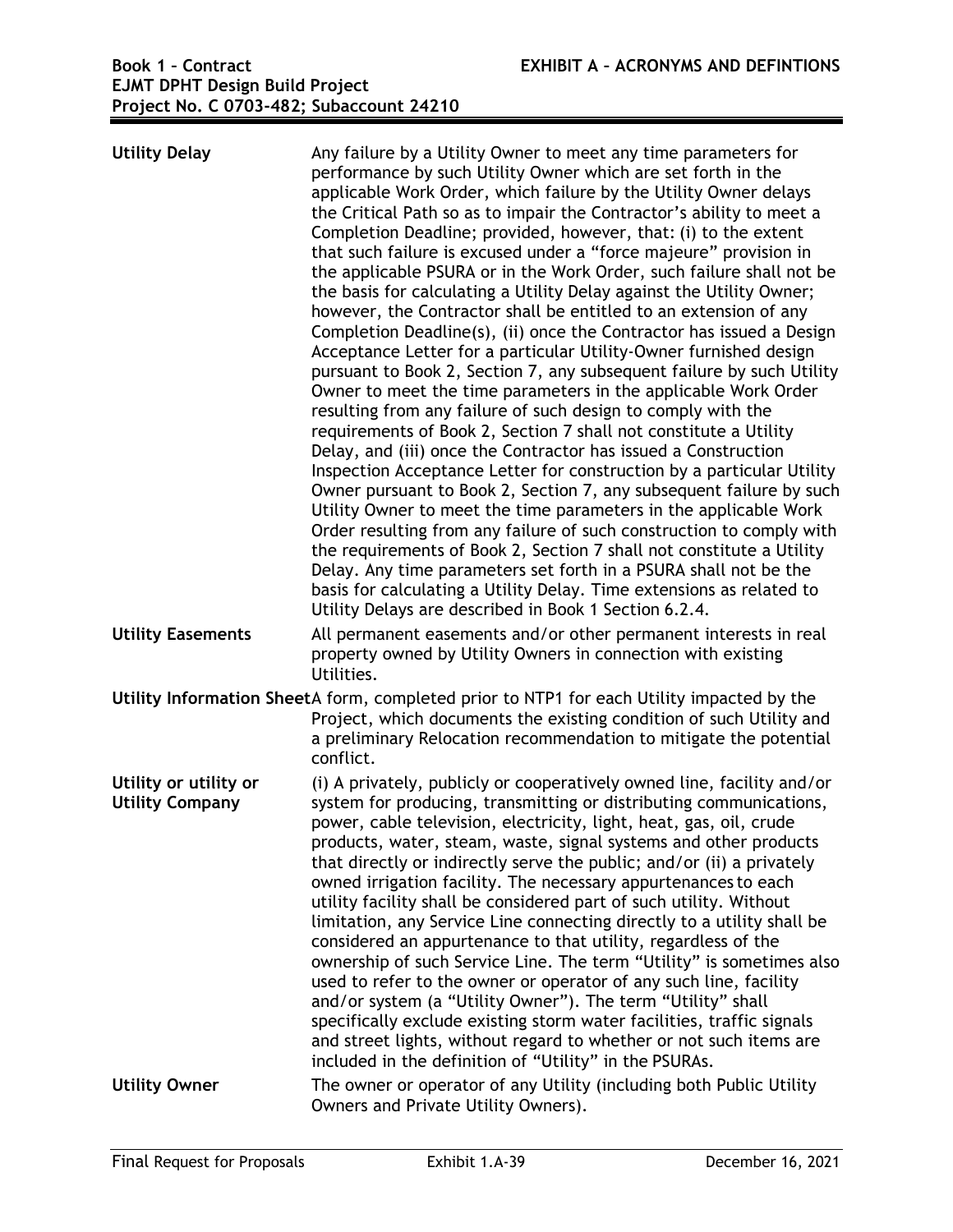| | |
|---|---|
| **Utility Delay** | Any failure by a Utility Owner to meet any time parameters for performance by such Utility Owner which are set forth in the applicable Work Order, which failure by the Utility Owner delays the Critical Path so as to impair the Contractor's ability to meet a Completion Deadline; provided, however, that: (i) to the extent that such failure is excused under a "force majeure" provision in the applicable PSURA or in the Work Order, such failure shall not be the basis for calculating a Utility Delay against the Utility Owner; however, the Contractor shall be entitled to an extension of any Completion Deadline(s), (ii) once the Contractor has issued a Design Acceptance Letter for a particular Utility-Owner furnished design pursuant to Book 2, Section 7, any subsequent failure by such Utility Owner to meet the time parameters in the applicable Work Order resulting from any failure of such design to comply with the requirements of Book 2, Section 7 shall not constitute a Utility Delay, and (iii) once the Contractor has issued a Construction Inspection Acceptance Letter for construction by a particular Utility Owner pursuant to Book 2, Section 7, any subsequent failure by such Utility Owner to meet the time parameters in the applicable Work Order resulting from any failure of such construction to comply with the requirements of Book 2, Section 7 shall not constitute a Utility Delay. Any time parameters set forth in a PSURA shall not be the basis for calculating a Utility Delay. Time extensions as related to Utility Delays are described in Book 1 Section 6.2.4. |
| **Utility Easements** | All permanent easements and/or other permanent interests in real property owned by Utility Owners in connection with existing Utilities. |
| **Utility Information Sheet** | A form, completed prior to NTP1 for each Utility impacted by the Project, which documents the existing condition of such Utility and a preliminary Relocation recommendation to mitigate the potential conflict. |
| **Utility or utility or Utility Company** | (i) A privately, publicly or cooperatively owned line, facility and/or system for producing, transmitting or distributing communications, power, cable television, electricity, light, heat, gas, oil, crude products, water, steam, waste, signal systems and other products that directly or indirectly serve the public; and/or (ii) a privately owned irrigation facility. The necessary appurtenances to each utility facility shall be considered part of such utility. Without limitation, any Service Line connecting directly to a utility shall be considered an appurtenance to that utility, regardless of the ownership of such Service Line. The term "Utility" is sometimes also used to refer to the owner or operator of any such line, facility and/or system (a "Utility Owner"). The term "Utility" shall specifically exclude existing storm water facilities, traffic signals and street lights, without regard to whether or not such items are included in the definition of "Utility" in the PSURAs. |
| **Utility Owner** | The owner or operator of any Utility (including both Public Utility Owners and Private Utility Owners). |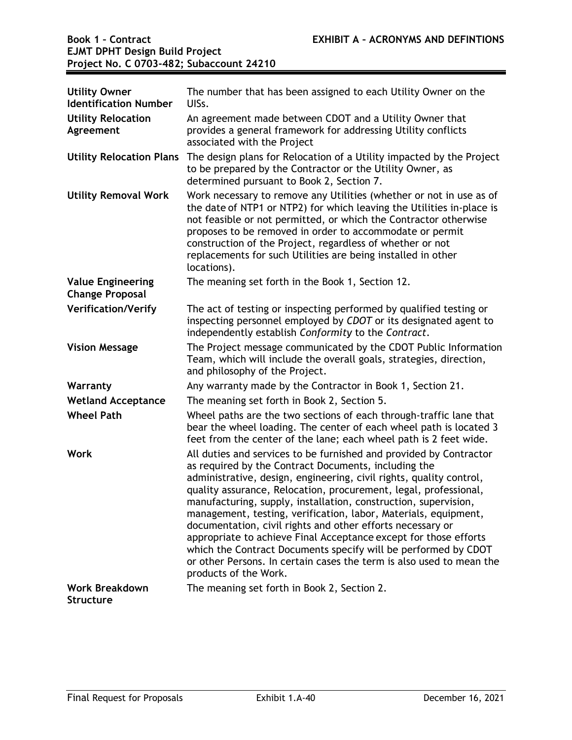| | |
|---|---|
| **Utility Owner Identification Number** | The number that has been assigned to each Utility Owner on the UISs. |
| **Utility Relocation Agreement** | An agreement made between CDOT and a Utility Owner that provides a general framework for addressing Utility conflicts associated with the Project |
| **Utility Relocation Plans** | The design plans for Relocation of a Utility impacted by the Project to be prepared by the Contractor or the Utility Owner, as determined pursuant to Book 2, Section 7. |
| **Utility Removal Work** | Work necessary to remove any Utilities (whether or not in use as of the date of NTP1 or NTP2) for which leaving the Utilities in-place is not feasible or not permitted, or which the Contractor otherwise proposes to be removed in order to accommodate or permit construction of the Project, regardless of whether or not replacements for such Utilities are being installed in other locations). |
| **Value Engineering Change Proposal** | The meaning set forth in the Book 1, Section 12. |
| **Verification/Verify** | The act of testing or inspecting performed by qualified testing or inspecting personnel employed by *CDOT* or its designated agent to independently establish *Conformity* to the *Contract*. |
| **Vision Message** | The Project message communicated by the CDOT Public Information Team, which will include the overall goals, strategies, direction, and philosophy of the Project. |
| **Warranty** | Any warranty made by the Contractor in Book 1, Section 21. |
| **Wetland Acceptance** | The meaning set forth in Book 2, Section 5. |
| **Wheel Path** | Wheel paths are the two sections of each through-traffic lane that bear the wheel loading. The center of each wheel path is located 3 feet from the center of the lane; each wheel path is 2 feet wide. |
| **Work** | All duties and services to be furnished and provided by Contractor as required by the Contract Documents, including the administrative, design, engineering, civil rights, quality control, quality assurance, Relocation, procurement, legal, professional, manufacturing, supply, installation, construction, supervision, management, testing, verification, labor, Materials, equipment, documentation, civil rights and other efforts necessary or appropriate to achieve Final Acceptance except for those efforts which the Contract Documents specify will be performed by CDOT or other Persons. In certain cases the term is also used to mean the products of the Work. |
| **Work Breakdown Structure** | The meaning set forth in Book 2, Section 2. |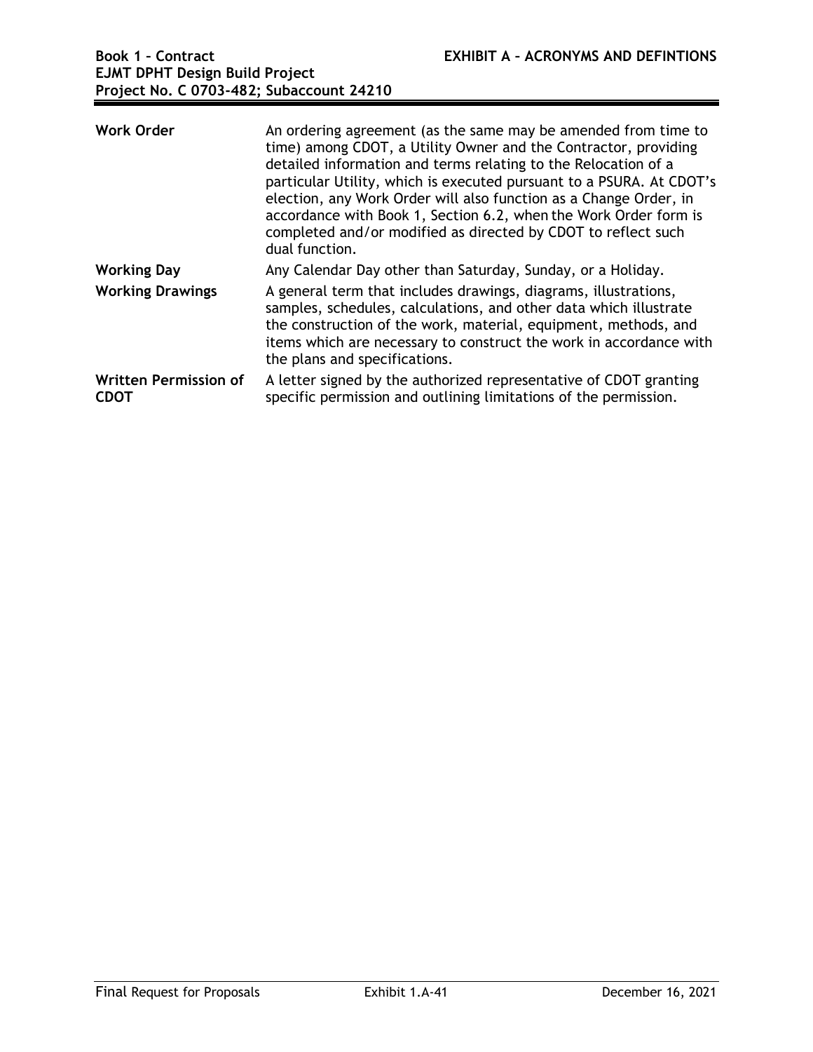| | |
|---|---|
| **Work Order** | An ordering agreement (as the same may be amended from time to time) among CDOT, a Utility Owner and the Contractor, providing detailed information and terms relating to the Relocation of a particular Utility, which is executed pursuant to a PSURA. At CDOT's election, any Work Order will also function as a Change Order, in accordance with Book 1, Section 6.2, when the Work Order form is completed and/or modified as directed by CDOT to reflect such dual function. |
| **Working Day** | Any Calendar Day other than Saturday, Sunday, or a Holiday. |
| **Working Drawings** | A general term that includes drawings, diagrams, illustrations, samples, schedules, calculations, and other data which illustrate the construction of the work, material, equipment, methods, and items which are necessary to construct the work in accordance with the plans and specifications. |
| **Written Permission of CDOT** | A letter signed by the authorized representative of CDOT granting specific permission and outlining limitations of the permission. |